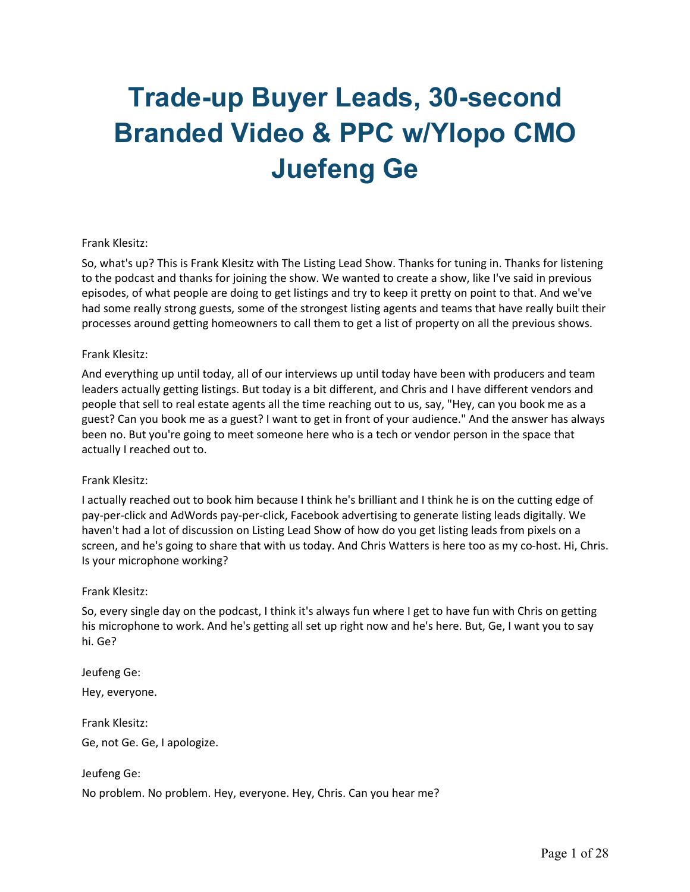# Trade-up Buyer Leads, 30-second Branded Video & PPC w/Ylopo CMO Juefeng Ge

Frank Klesitz:

So, what's up? This is Frank Klesitz with The Listing Lead Show. Thanks for tuning in. Thanks for listening to the podcast and thanks for joining the show. We wanted to create a show, like I've said in previous episodes, of what people are doing to get listings and try to keep it pretty on point to that. And we've had some really strong guests, some of the strongest listing agents and teams that have really built their processes around getting homeowners to call them to get a list of property on all the previous shows.

Frank Klesitz:

And everything up until today, all of our interviews up until today have been with producers and team leaders actually getting listings. But today is a bit different, and Chris and I have different vendors and people that sell to real estate agents all the time reaching out to us, say, "Hey, can you book me as a guest? Can you book me as a guest? I want to get in front of your audience." And the answer has always been no. But you're going to meet someone here who is a tech or vendor person in the space that actually I reached out to.

Frank Klesitz:

I actually reached out to book him because I think he's brilliant and I think he is on the cutting edge of pay-per-click and AdWords pay-per-click, Facebook advertising to generate listing leads digitally. We haven't had a lot of discussion on Listing Lead Show of how do you get listing leads from pixels on a screen, and he's going to share that with us today. And Chris Watters is here too as my co-host. Hi, Chris. Is your microphone working?

Frank Klesitz:

So, every single day on the podcast, I think it's always fun where I get to have fun with Chris on getting his microphone to work. And he's getting all set up right now and he's here. But, Ge, I want you to say hi. Ge?

Jeufeng Ge:

Hey, everyone.

Frank Klesitz:

Ge, not Ge. Ge, I apologize.

Jeufeng Ge:

No problem. No problem. Hey, everyone. Hey, Chris. Can you hear me?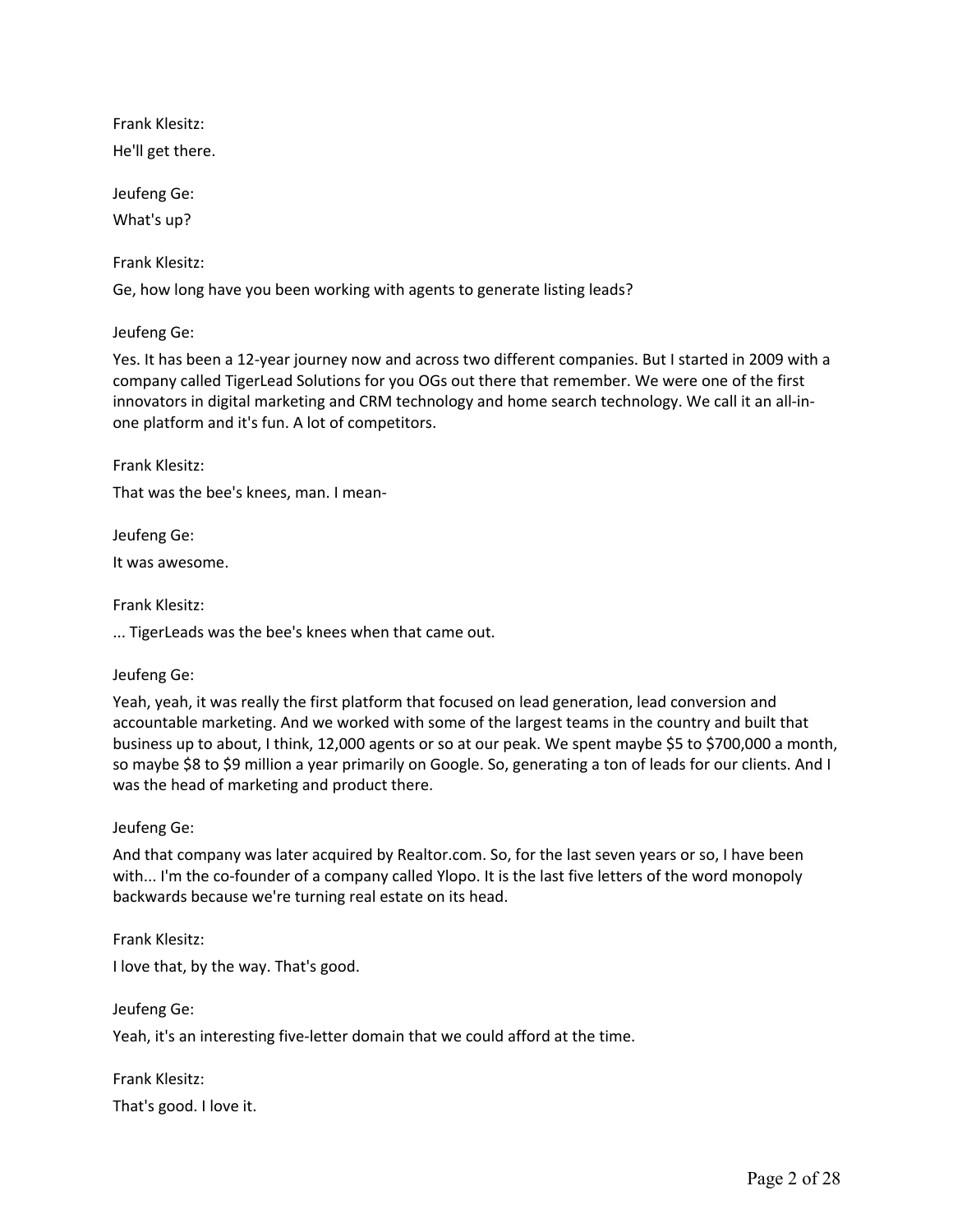Frank Klesitz:

He'll get there.

Jeufeng Ge:

What's up?

Frank Klesitz:

Ge, how long have you been working with agents to generate listing leads?

Jeufeng Ge:

Yes. It has been a 12-year journey now and across two different companies. But I started in 2009 with a company called TigerLead Solutions for you OGs out there that remember. We were one of the first innovators in digital marketing and CRM technology and home search technology. We call it an all-in-one platform and it's fun. A lot of competitors.

Frank Klesitz:

That was the bee's knees, man. I mean-

Jeufeng Ge:

It was awesome.

Frank Klesitz:

... TigerLeads was the bee's knees when that came out.

Jeufeng Ge:

Yeah, yeah, it was really the first platform that focused on lead generation, lead conversion and accountable marketing. And we worked with some of the largest teams in the country and built that business up to about, I think, 12,000 agents or so at our peak. We spent maybe $5 to $700,000 a month, so maybe $8 to $9 million a year primarily on Google. So, generating a ton of leads for our clients. And I was the head of marketing and product there.

Jeufeng Ge:

And that company was later acquired by Realtor.com. So, for the last seven years or so, I have been with... I'm the co-founder of a company called Ylopo. It is the last five letters of the word monopoly backwards because we're turning real estate on its head.

Frank Klesitz:

I love that, by the way. That's good.

Jeufeng Ge:

Yeah, it's an interesting five-letter domain that we could afford at the time.

Frank Klesitz:

That's good. I love it.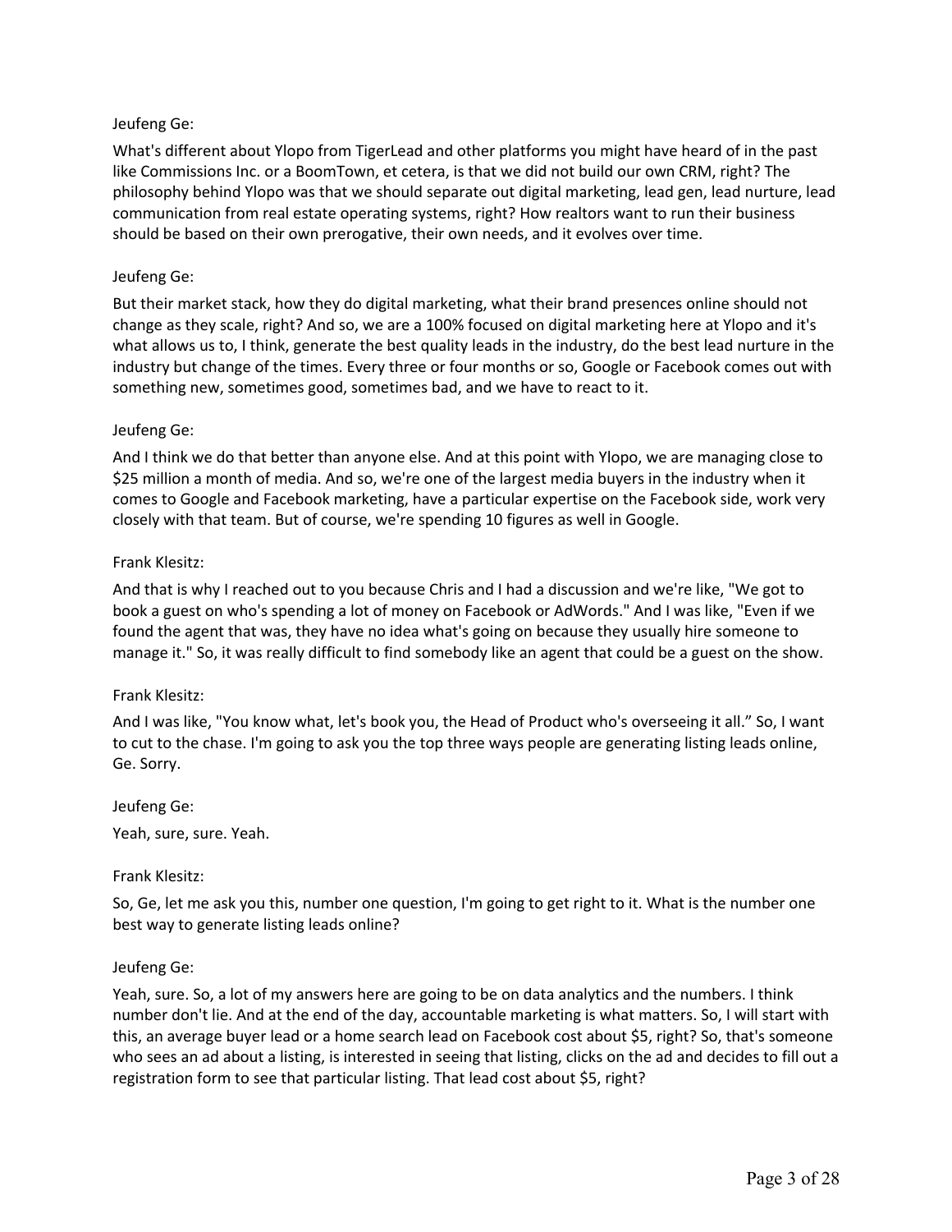Jeufeng Ge:

What's different about Ylopo from TigerLead and other platforms you might have heard of in the past like Commissions Inc. or a BoomTown, et cetera, is that we did not build our own CRM, right? The philosophy behind Ylopo was that we should separate out digital marketing, lead gen, lead nurture, lead communication from real estate operating systems, right? How realtors want to run their business should be based on their own prerogative, their own needs, and it evolves over time.

Jeufeng Ge:

But their market stack, how they do digital marketing, what their brand presences online should not change as they scale, right? And so, we are a 100% focused on digital marketing here at Ylopo and it's what allows us to, I think, generate the best quality leads in the industry, do the best lead nurture in the industry but change of the times. Every three or four months or so, Google or Facebook comes out with something new, sometimes good, sometimes bad, and we have to react to it.

Jeufeng Ge:

And I think we do that better than anyone else. And at this point with Ylopo, we are managing close to $25 million a month of media. And so, we're one of the largest media buyers in the industry when it comes to Google and Facebook marketing, have a particular expertise on the Facebook side, work very closely with that team. But of course, we're spending 10 figures as well in Google.

Frank Klesitz:

And that is why I reached out to you because Chris and I had a discussion and we're like, "We got to book a guest on who's spending a lot of money on Facebook or AdWords." And I was like, "Even if we found the agent that was, they have no idea what's going on because they usually hire someone to manage it." So, it was really difficult to find somebody like an agent that could be a guest on the show.

Frank Klesitz:

And I was like, "You know what, let's book you, the Head of Product who's overseeing it all." So, I want to cut to the chase. I'm going to ask you the top three ways people are generating listing leads online, Ge. Sorry.

Jeufeng Ge:

Yeah, sure, sure. Yeah.

Frank Klesitz:

So, Ge, let me ask you this, number one question, I'm going to get right to it. What is the number one best way to generate listing leads online?

Jeufeng Ge:

Yeah, sure. So, a lot of my answers here are going to be on data analytics and the numbers. I think number don't lie. And at the end of the day, accountable marketing is what matters. So, I will start with this, an average buyer lead or a home search lead on Facebook cost about $5, right? So, that's someone who sees an ad about a listing, is interested in seeing that listing, clicks on the ad and decides to fill out a registration form to see that particular listing. That lead cost about $5, right?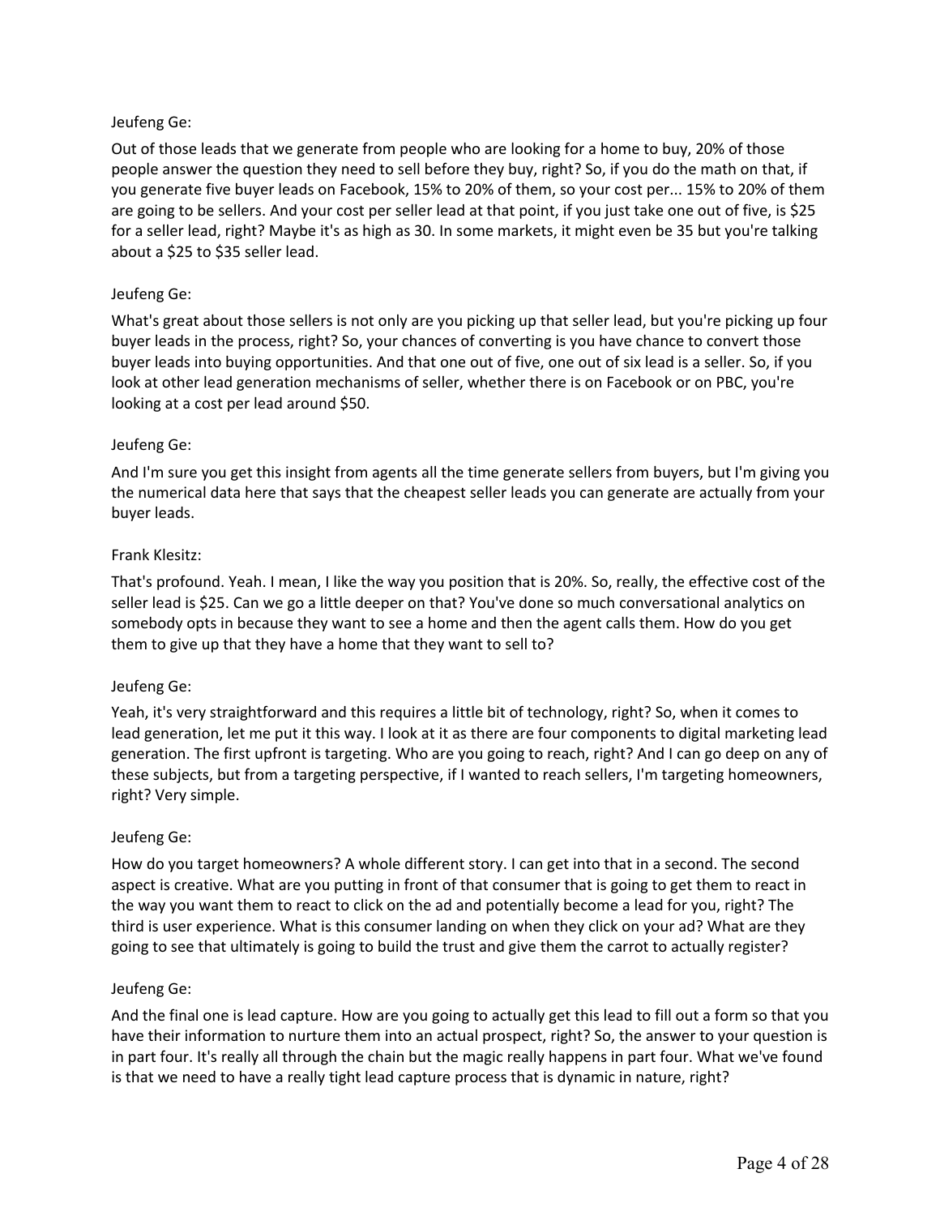Jeufeng Ge:

Out of those leads that we generate from people who are looking for a home to buy, 20% of those people answer the question they need to sell before they buy, right? So, if you do the math on that, if you generate five buyer leads on Facebook, 15% to 20% of them, so your cost per... 15% to 20% of them are going to be sellers. And your cost per seller lead at that point, if you just take one out of five, is $25 for a seller lead, right? Maybe it's as high as 30. In some markets, it might even be 35 but you're talking about a $25 to $35 seller lead.

Jeufeng Ge:

What's great about those sellers is not only are you picking up that seller lead, but you're picking up four buyer leads in the process, right? So, your chances of converting is you have chance to convert those buyer leads into buying opportunities. And that one out of five, one out of six lead is a seller. So, if you look at other lead generation mechanisms of seller, whether there is on Facebook or on PBC, you're looking at a cost per lead around $50.

Jeufeng Ge:

And I'm sure you get this insight from agents all the time generate sellers from buyers, but I'm giving you the numerical data here that says that the cheapest seller leads you can generate are actually from your buyer leads.

Frank Klesitz:

That's profound. Yeah. I mean, I like the way you position that is 20%. So, really, the effective cost of the seller lead is $25. Can we go a little deeper on that? You've done so much conversational analytics on somebody opts in because they want to see a home and then the agent calls them. How do you get them to give up that they have a home that they want to sell to?

Jeufeng Ge:

Yeah, it's very straightforward and this requires a little bit of technology, right? So, when it comes to lead generation, let me put it this way. I look at it as there are four components to digital marketing lead generation. The first upfront is targeting. Who are you going to reach, right? And I can go deep on any of these subjects, but from a targeting perspective, if I wanted to reach sellers, I'm targeting homeowners, right? Very simple.

Jeufeng Ge:

How do you target homeowners? A whole different story. I can get into that in a second. The second aspect is creative. What are you putting in front of that consumer that is going to get them to react in the way you want them to react to click on the ad and potentially become a lead for you, right? The third is user experience. What is this consumer landing on when they click on your ad? What are they going to see that ultimately is going to build the trust and give them the carrot to actually register?

Jeufeng Ge:

And the final one is lead capture. How are you going to actually get this lead to fill out a form so that you have their information to nurture them into an actual prospect, right? So, the answer to your question is in part four. It's really all through the chain but the magic really happens in part four. What we've found is that we need to have a really tight lead capture process that is dynamic in nature, right?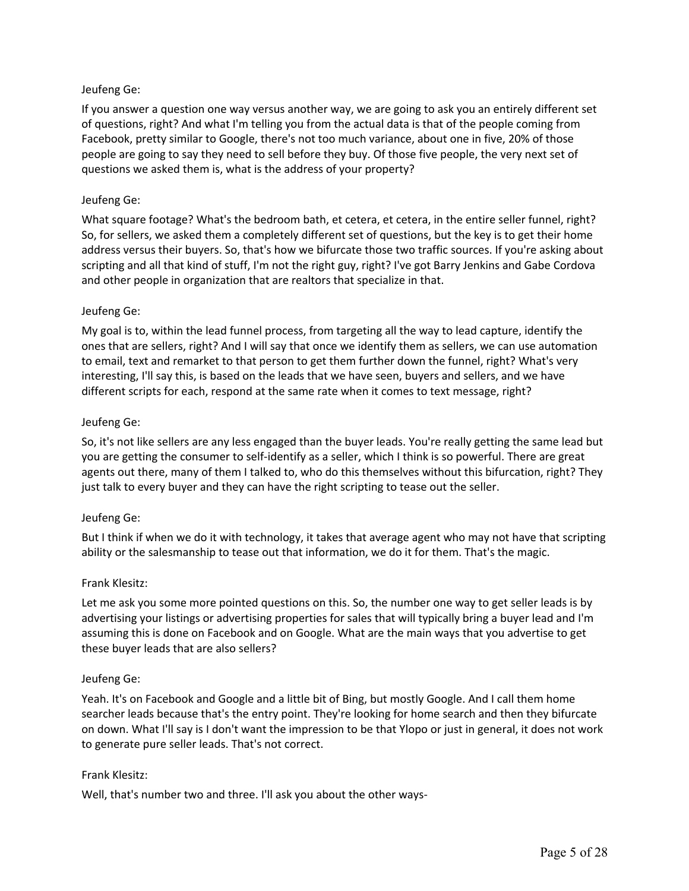Jeufeng Ge:

If you answer a question one way versus another way, we are going to ask you an entirely different set of questions, right? And what I'm telling you from the actual data is that of the people coming from Facebook, pretty similar to Google, there's not too much variance, about one in five, 20% of those people are going to say they need to sell before they buy. Of those five people, the very next set of questions we asked them is, what is the address of your property?

Jeufeng Ge:

What square footage? What's the bedroom bath, et cetera, et cetera, in the entire seller funnel, right? So, for sellers, we asked them a completely different set of questions, but the key is to get their home address versus their buyers. So, that's how we bifurcate those two traffic sources. If you're asking about scripting and all that kind of stuff, I'm not the right guy, right? I've got Barry Jenkins and Gabe Cordova and other people in organization that are realtors that specialize in that.

Jeufeng Ge:

My goal is to, within the lead funnel process, from targeting all the way to lead capture, identify the ones that are sellers, right? And I will say that once we identify them as sellers, we can use automation to email, text and remarket to that person to get them further down the funnel, right? What's very interesting, I'll say this, is based on the leads that we have seen, buyers and sellers, and we have different scripts for each, respond at the same rate when it comes to text message, right?

Jeufeng Ge:

So, it's not like sellers are any less engaged than the buyer leads. You're really getting the same lead but you are getting the consumer to self-identify as a seller, which I think is so powerful. There are great agents out there, many of them I talked to, who do this themselves without this bifurcation, right? They just talk to every buyer and they can have the right scripting to tease out the seller.

Jeufeng Ge:

But I think if when we do it with technology, it takes that average agent who may not have that scripting ability or the salesmanship to tease out that information, we do it for them. That's the magic.

Frank Klesitz:

Let me ask you some more pointed questions on this. So, the number one way to get seller leads is by advertising your listings or advertising properties for sales that will typically bring a buyer lead and I'm assuming this is done on Facebook and on Google. What are the main ways that you advertise to get these buyer leads that are also sellers?

Jeufeng Ge:

Yeah. It's on Facebook and Google and a little bit of Bing, but mostly Google. And I call them home searcher leads because that's the entry point. They're looking for home search and then they bifurcate on down. What I'll say is I don't want the impression to be that Ylopo or just in general, it does not work to generate pure seller leads. That's not correct.

Frank Klesitz:

Well, that's number two and three. I'll ask you about the other ways-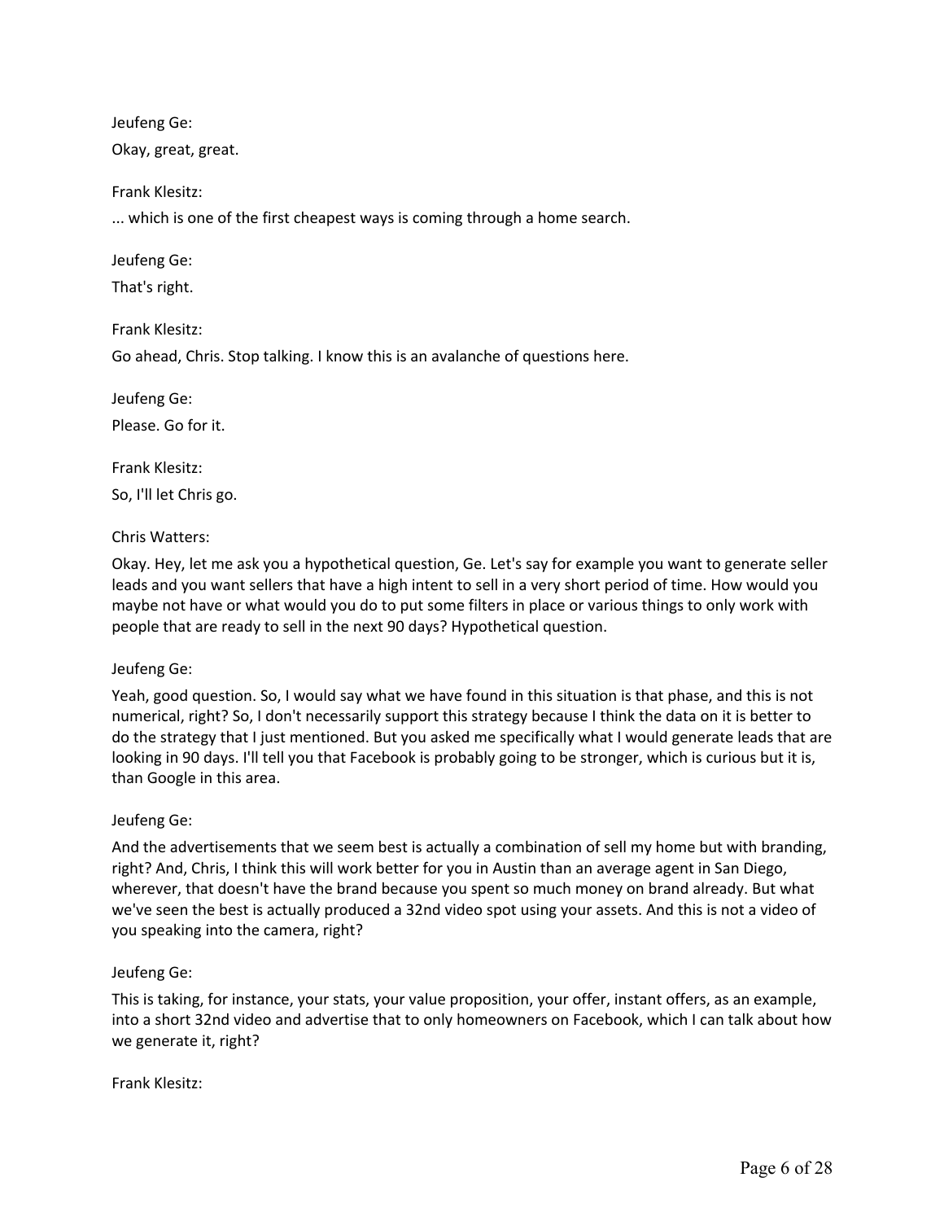Jeufeng Ge:

Okay, great, great.

Frank Klesitz:

... which is one of the first cheapest ways is coming through a home search.

Jeufeng Ge:

That's right.

Frank Klesitz:

Go ahead, Chris. Stop talking. I know this is an avalanche of questions here.

Jeufeng Ge:

Please. Go for it.

Frank Klesitz:

So, I'll let Chris go.

Chris Watters:

Okay. Hey, let me ask you a hypothetical question, Ge. Let's say for example you want to generate seller leads and you want sellers that have a high intent to sell in a very short period of time. How would you maybe not have or what would you do to put some filters in place or various things to only work with people that are ready to sell in the next 90 days? Hypothetical question.

Jeufeng Ge:

Yeah, good question. So, I would say what we have found in this situation is that phase, and this is not numerical, right? So, I don't necessarily support this strategy because I think the data on it is better to do the strategy that I just mentioned. But you asked me specifically what I would generate leads that are looking in 90 days. I'll tell you that Facebook is probably going to be stronger, which is curious but it is, than Google in this area.

Jeufeng Ge:

And the advertisements that we seem best is actually a combination of sell my home but with branding, right? And, Chris, I think this will work better for you in Austin than an average agent in San Diego, wherever, that doesn't have the brand because you spent so much money on brand already. But what we've seen the best is actually produced a 32nd video spot using your assets. And this is not a video of you speaking into the camera, right?

Jeufeng Ge:

This is taking, for instance, your stats, your value proposition, your offer, instant offers, as an example, into a short 32nd video and advertise that to only homeowners on Facebook, which I can talk about how we generate it, right?

Frank Klesitz: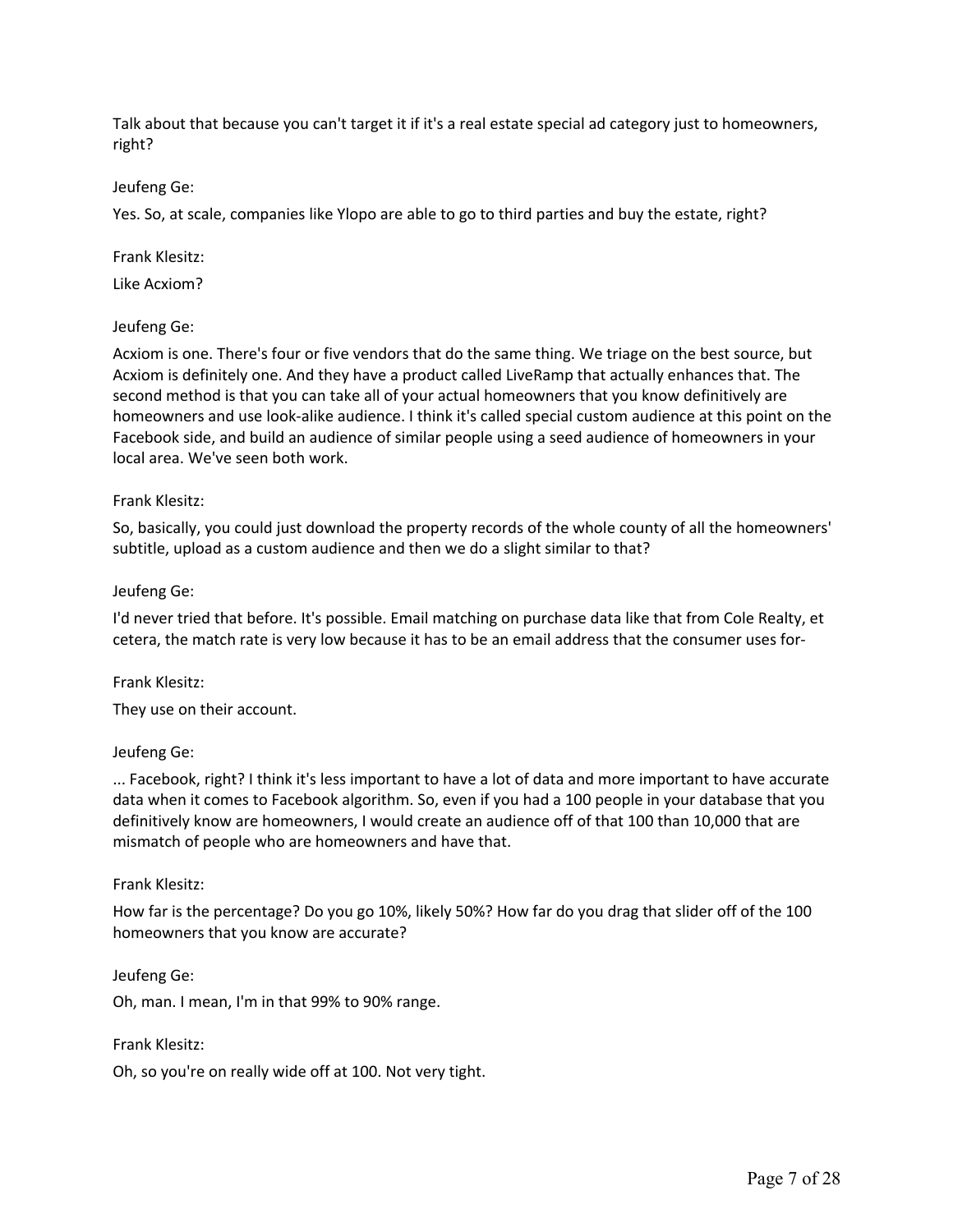Talk about that because you can't target it if it's a real estate special ad category just to homeowners, right?

Jeufeng Ge:

Yes. So, at scale, companies like Ylopo are able to go to third parties and buy the estate, right?

Frank Klesitz:

Like Acxiom?

Jeufeng Ge:

Acxiom is one. There's four or five vendors that do the same thing. We triage on the best source, but Acxiom is definitely one. And they have a product called LiveRamp that actually enhances that. The second method is that you can take all of your actual homeowners that you know definitively are homeowners and use look-alike audience. I think it's called special custom audience at this point on the Facebook side, and build an audience of similar people using a seed audience of homeowners in your local area. We've seen both work.

Frank Klesitz:

So, basically, you could just download the property records of the whole county of all the homeowners' subtitle, upload as a custom audience and then we do a slight similar to that?

Jeufeng Ge:

I'd never tried that before. It's possible. Email matching on purchase data like that from Cole Realty, et cetera, the match rate is very low because it has to be an email address that the consumer uses for-

Frank Klesitz:

They use on their account.

Jeufeng Ge:

... Facebook, right? I think it's less important to have a lot of data and more important to have accurate data when it comes to Facebook algorithm. So, even if you had a 100 people in your database that you definitively know are homeowners, I would create an audience off of that 100 than 10,000 that are mismatch of people who are homeowners and have that.

Frank Klesitz:

How far is the percentage? Do you go 10%, likely 50%? How far do you drag that slider off of the 100 homeowners that you know are accurate?

Jeufeng Ge:

Oh, man. I mean, I'm in that 99% to 90% range.

Frank Klesitz:

Oh, so you're on really wide off at 100. Not very tight.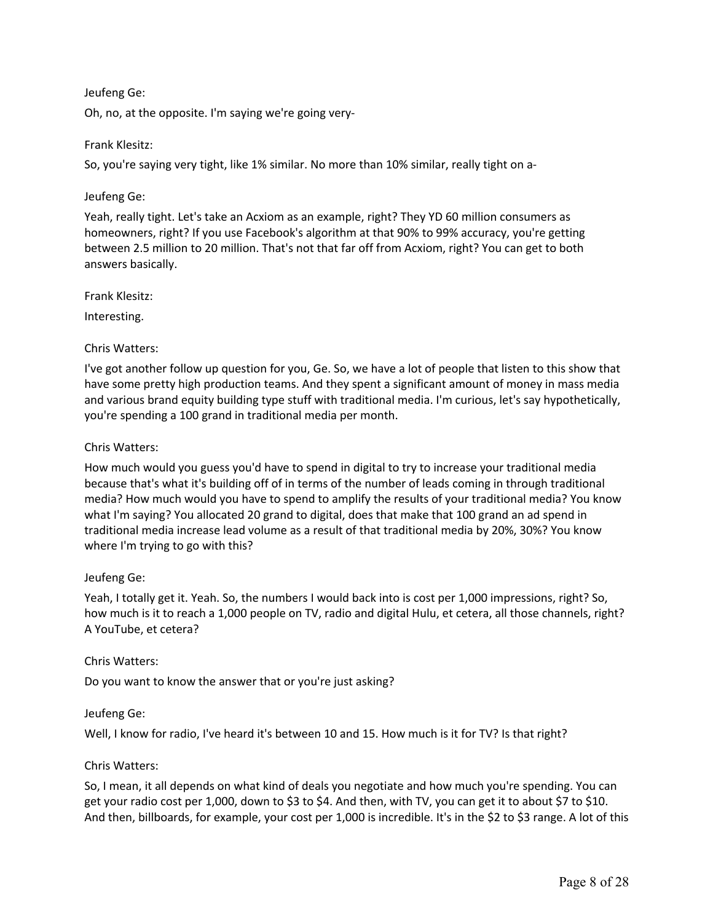Jeufeng Ge:

Oh, no, at the opposite. I'm saying we're going very-

Frank Klesitz:

So, you're saying very tight, like 1% similar. No more than 10% similar, really tight on a-

Jeufeng Ge:

Yeah, really tight. Let's take an Acxiom as an example, right? They YD 60 million consumers as homeowners, right? If you use Facebook's algorithm at that 90% to 99% accuracy, you're getting between 2.5 million to 20 million. That's not that far off from Acxiom, right? You can get to both answers basically.

Frank Klesitz:

Interesting.

Chris Watters:

I've got another follow up question for you, Ge. So, we have a lot of people that listen to this show that have some pretty high production teams. And they spent a significant amount of money in mass media and various brand equity building type stuff with traditional media. I'm curious, let's say hypothetically, you're spending a 100 grand in traditional media per month.

Chris Watters:

How much would you guess you'd have to spend in digital to try to increase your traditional media because that's what it's building off of in terms of the number of leads coming in through traditional media? How much would you have to spend to amplify the results of your traditional media? You know what I'm saying? You allocated 20 grand to digital, does that make that 100 grand an ad spend in traditional media increase lead volume as a result of that traditional media by 20%, 30%? You know where I'm trying to go with this?

Jeufeng Ge:

Yeah, I totally get it. Yeah. So, the numbers I would back into is cost per 1,000 impressions, right? So, how much is it to reach a 1,000 people on TV, radio and digital Hulu, et cetera, all those channels, right? A YouTube, et cetera?

Chris Watters:

Do you want to know the answer that or you're just asking?

Jeufeng Ge:

Well, I know for radio, I've heard it's between 10 and 15. How much is it for TV? Is that right?

Chris Watters:

So, I mean, it all depends on what kind of deals you negotiate and how much you're spending. You can get your radio cost per 1,000, down to $3 to $4. And then, with TV, you can get it to about $7 to $10. And then, billboards, for example, your cost per 1,000 is incredible. It's in the $2 to $3 range. A lot of this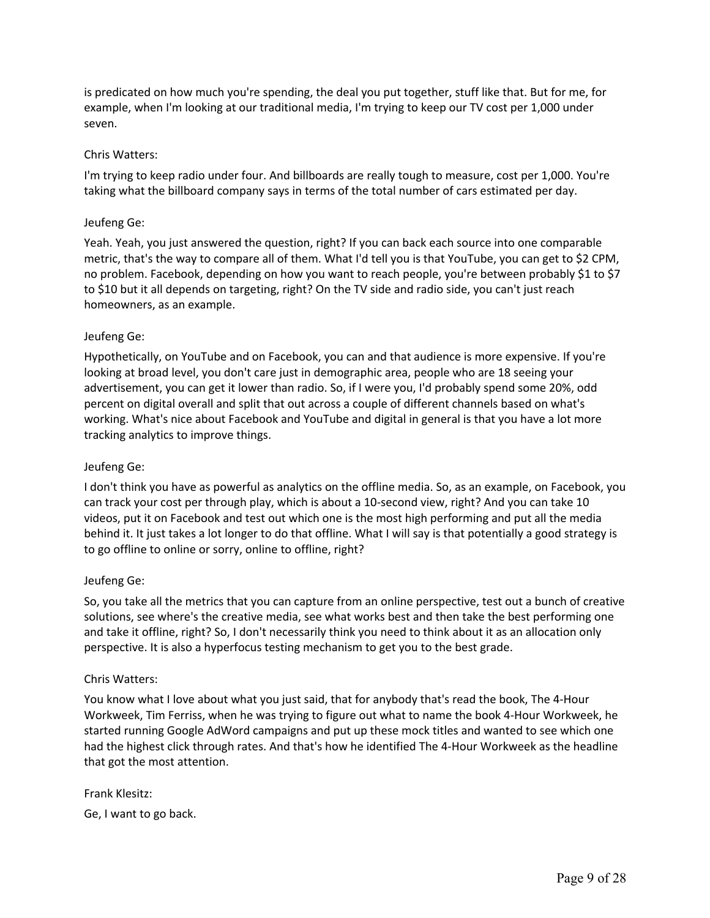is predicated on how much you're spending, the deal you put together, stuff like that. But for me, for example, when I'm looking at our traditional media, I'm trying to keep our TV cost per 1,000 under seven.

Chris Watters:

I'm trying to keep radio under four. And billboards are really tough to measure, cost per 1,000. You're taking what the billboard company says in terms of the total number of cars estimated per day.

Jeufeng Ge:

Yeah. Yeah, you just answered the question, right? If you can back each source into one comparable metric, that's the way to compare all of them. What I'd tell you is that YouTube, you can get to $2 CPM, no problem. Facebook, depending on how you want to reach people, you're between probably $1 to $7 to $10 but it all depends on targeting, right? On the TV side and radio side, you can't just reach homeowners, as an example.

Jeufeng Ge:

Hypothetically, on YouTube and on Facebook, you can and that audience is more expensive. If you're looking at broad level, you don't care just in demographic area, people who are 18 seeing your advertisement, you can get it lower than radio. So, if I were you, I'd probably spend some 20%, odd percent on digital overall and split that out across a couple of different channels based on what's working. What's nice about Facebook and YouTube and digital in general is that you have a lot more tracking analytics to improve things.

Jeufeng Ge:

I don't think you have as powerful as analytics on the offline media. So, as an example, on Facebook, you can track your cost per through play, which is about a 10-second view, right? And you can take 10 videos, put it on Facebook and test out which one is the most high performing and put all the media behind it. It just takes a lot longer to do that offline. What I will say is that potentially a good strategy is to go offline to online or sorry, online to offline, right?

Jeufeng Ge:

So, you take all the metrics that you can capture from an online perspective, test out a bunch of creative solutions, see where's the creative media, see what works best and then take the best performing one and take it offline, right? So, I don't necessarily think you need to think about it as an allocation only perspective. It is also a hyperfocus testing mechanism to get you to the best grade.

Chris Watters:

You know what I love about what you just said, that for anybody that's read the book, The 4-Hour Workweek, Tim Ferriss, when he was trying to figure out what to name the book 4-Hour Workweek, he started running Google AdWord campaigns and put up these mock titles and wanted to see which one had the highest click through rates. And that's how he identified The 4-Hour Workweek as the headline that got the most attention.

Frank Klesitz:

Ge, I want to go back.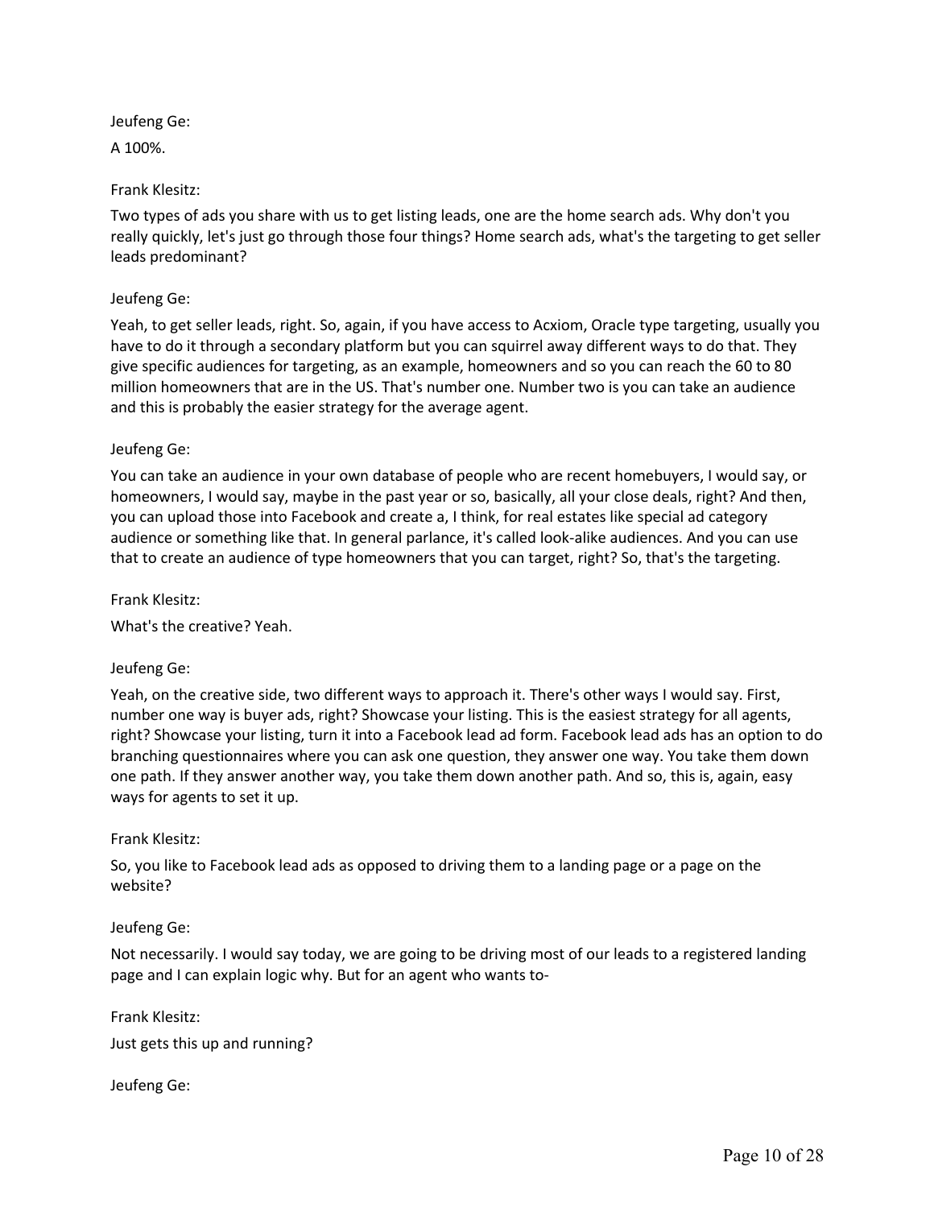Jeufeng Ge:

A 100%.

Frank Klesitz:

Two types of ads you share with us to get listing leads, one are the home search ads. Why don't you really quickly, let's just go through those four things? Home search ads, what's the targeting to get seller leads predominant?

Jeufeng Ge:

Yeah, to get seller leads, right. So, again, if you have access to Acxiom, Oracle type targeting, usually you have to do it through a secondary platform but you can squirrel away different ways to do that. They give specific audiences for targeting, as an example, homeowners and so you can reach the 60 to 80 million homeowners that are in the US. That's number one. Number two is you can take an audience and this is probably the easier strategy for the average agent.

Jeufeng Ge:

You can take an audience in your own database of people who are recent homebuyers, I would say, or homeowners, I would say, maybe in the past year or so, basically, all your close deals, right? And then, you can upload those into Facebook and create a, I think, for real estates like special ad category audience or something like that. In general parlance, it's called look-alike audiences. And you can use that to create an audience of type homeowners that you can target, right? So, that's the targeting.

Frank Klesitz:

What's the creative? Yeah.

Jeufeng Ge:

Yeah, on the creative side, two different ways to approach it. There's other ways I would say. First, number one way is buyer ads, right? Showcase your listing. This is the easiest strategy for all agents, right? Showcase your listing, turn it into a Facebook lead ad form. Facebook lead ads has an option to do branching questionnaires where you can ask one question, they answer one way. You take them down one path. If they answer another way, you take them down another path. And so, this is, again, easy ways for agents to set it up.

Frank Klesitz:

So, you like to Facebook lead ads as opposed to driving them to a landing page or a page on the website?

Jeufeng Ge:

Not necessarily. I would say today, we are going to be driving most of our leads to a registered landing page and I can explain logic why. But for an agent who wants to-

Frank Klesitz:

Just gets this up and running?

Jeufeng Ge: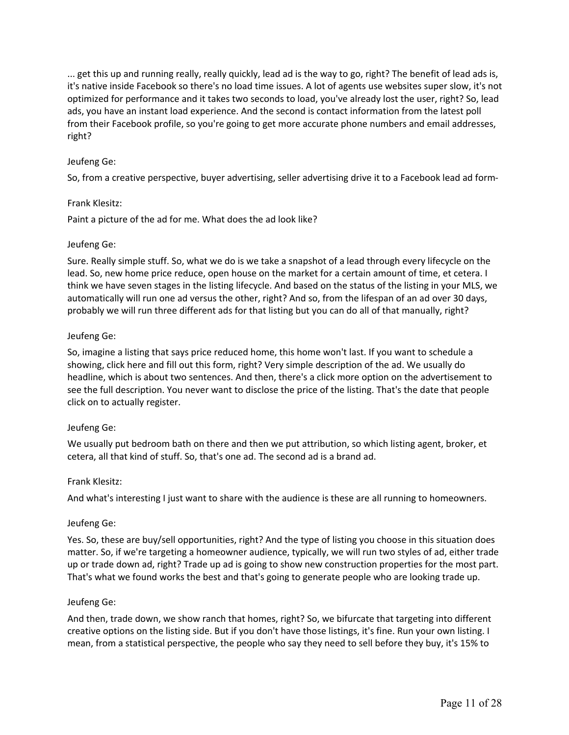... get this up and running really, really quickly, lead ad is the way to go, right? The benefit of lead ads is, it's native inside Facebook so there's no load time issues. A lot of agents use websites super slow, it's not optimized for performance and it takes two seconds to load, you've already lost the user, right? So, lead ads, you have an instant load experience. And the second is contact information from the latest poll from their Facebook profile, so you're going to get more accurate phone numbers and email addresses, right?

Jeufeng Ge:

So, from a creative perspective, buyer advertising, seller advertising drive it to a Facebook lead ad form-

Frank Klesitz:

Paint a picture of the ad for me. What does the ad look like?

Jeufeng Ge:

Sure. Really simple stuff. So, what we do is we take a snapshot of a lead through every lifecycle on the lead. So, new home price reduce, open house on the market for a certain amount of time, et cetera. I think we have seven stages in the listing lifecycle. And based on the status of the listing in your MLS, we automatically will run one ad versus the other, right? And so, from the lifespan of an ad over 30 days, probably we will run three different ads for that listing but you can do all of that manually, right?

Jeufeng Ge:

So, imagine a listing that says price reduced home, this home won't last. If you want to schedule a showing, click here and fill out this form, right? Very simple description of the ad. We usually do headline, which is about two sentences. And then, there's a click more option on the advertisement to see the full description. You never want to disclose the price of the listing. That's the date that people click on to actually register.

Jeufeng Ge:

We usually put bedroom bath on there and then we put attribution, so which listing agent, broker, et cetera, all that kind of stuff. So, that's one ad. The second ad is a brand ad.

Frank Klesitz:

And what's interesting I just want to share with the audience is these are all running to homeowners.

Jeufeng Ge:

Yes. So, these are buy/sell opportunities, right? And the type of listing you choose in this situation does matter. So, if we're targeting a homeowner audience, typically, we will run two styles of ad, either trade up or trade down ad, right? Trade up ad is going to show new construction properties for the most part. That's what we found works the best and that's going to generate people who are looking trade up.

Jeufeng Ge:

And then, trade down, we show ranch that homes, right? So, we bifurcate that targeting into different creative options on the listing side. But if you don't have those listings, it's fine. Run your own listing. I mean, from a statistical perspective, the people who say they need to sell before they buy, it's 15% to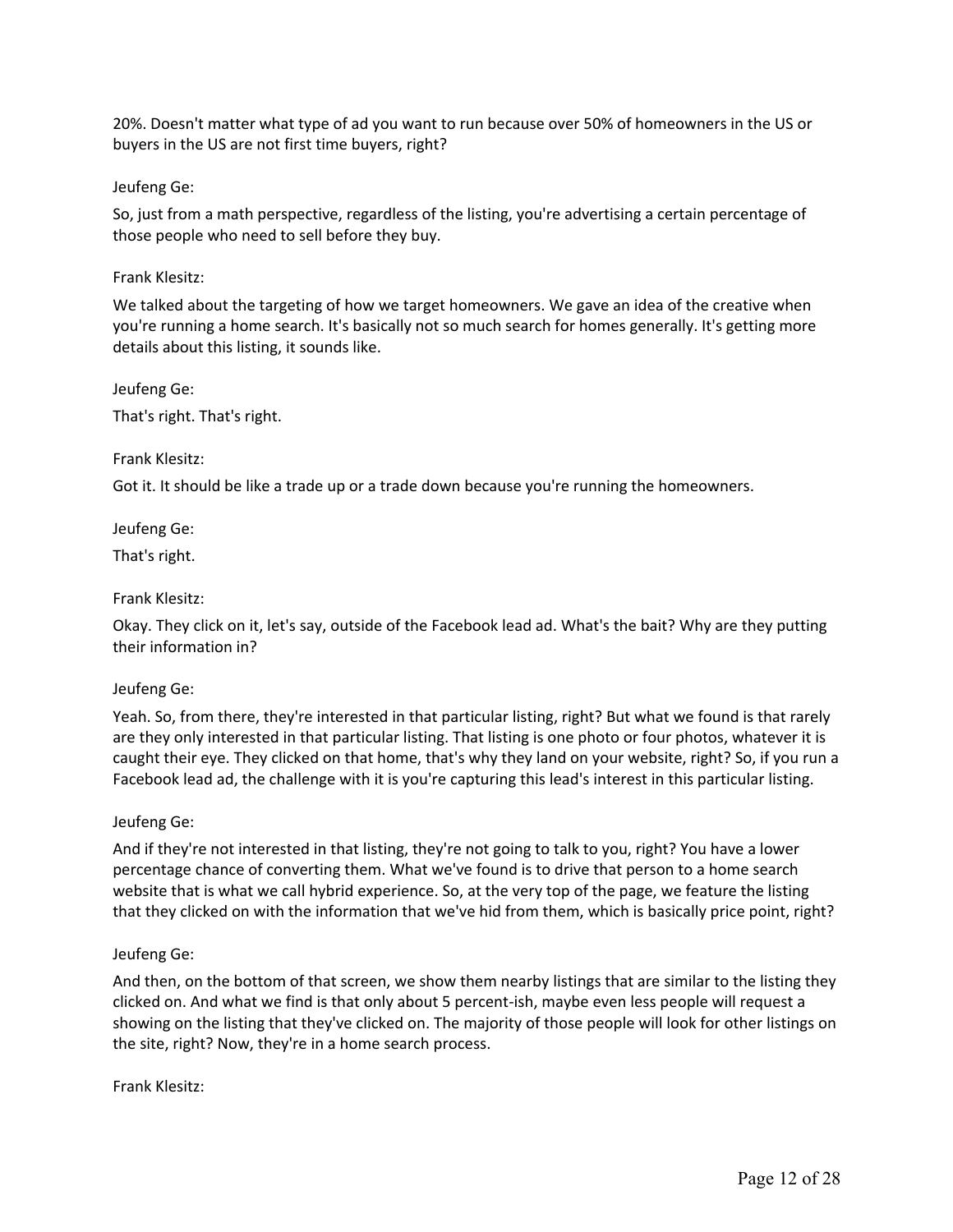20%. Doesn't matter what type of ad you want to run because over 50% of homeowners in the US or buyers in the US are not first time buyers, right?

Jeufeng Ge:

So, just from a math perspective, regardless of the listing, you're advertising a certain percentage of those people who need to sell before they buy.

Frank Klesitz:

We talked about the targeting of how we target homeowners. We gave an idea of the creative when you're running a home search. It's basically not so much search for homes generally. It's getting more details about this listing, it sounds like.

Jeufeng Ge:

That's right. That's right.

Frank Klesitz:

Got it. It should be like a trade up or a trade down because you're running the homeowners.

Jeufeng Ge:

That's right.

Frank Klesitz:

Okay. They click on it, let's say, outside of the Facebook lead ad. What's the bait? Why are they putting their information in?

Jeufeng Ge:

Yeah. So, from there, they're interested in that particular listing, right? But what we found is that rarely are they only interested in that particular listing. That listing is one photo or four photos, whatever it is caught their eye. They clicked on that home, that's why they land on your website, right? So, if you run a Facebook lead ad, the challenge with it is you're capturing this lead's interest in this particular listing.

Jeufeng Ge:

And if they're not interested in that listing, they're not going to talk to you, right? You have a lower percentage chance of converting them. What we've found is to drive that person to a home search website that is what we call hybrid experience. So, at the very top of the page, we feature the listing that they clicked on with the information that we've hid from them, which is basically price point, right?

Jeufeng Ge:

And then, on the bottom of that screen, we show them nearby listings that are similar to the listing they clicked on. And what we find is that only about 5 percent-ish, maybe even less people will request a showing on the listing that they've clicked on. The majority of those people will look for other listings on the site, right? Now, they're in a home search process.

Frank Klesitz: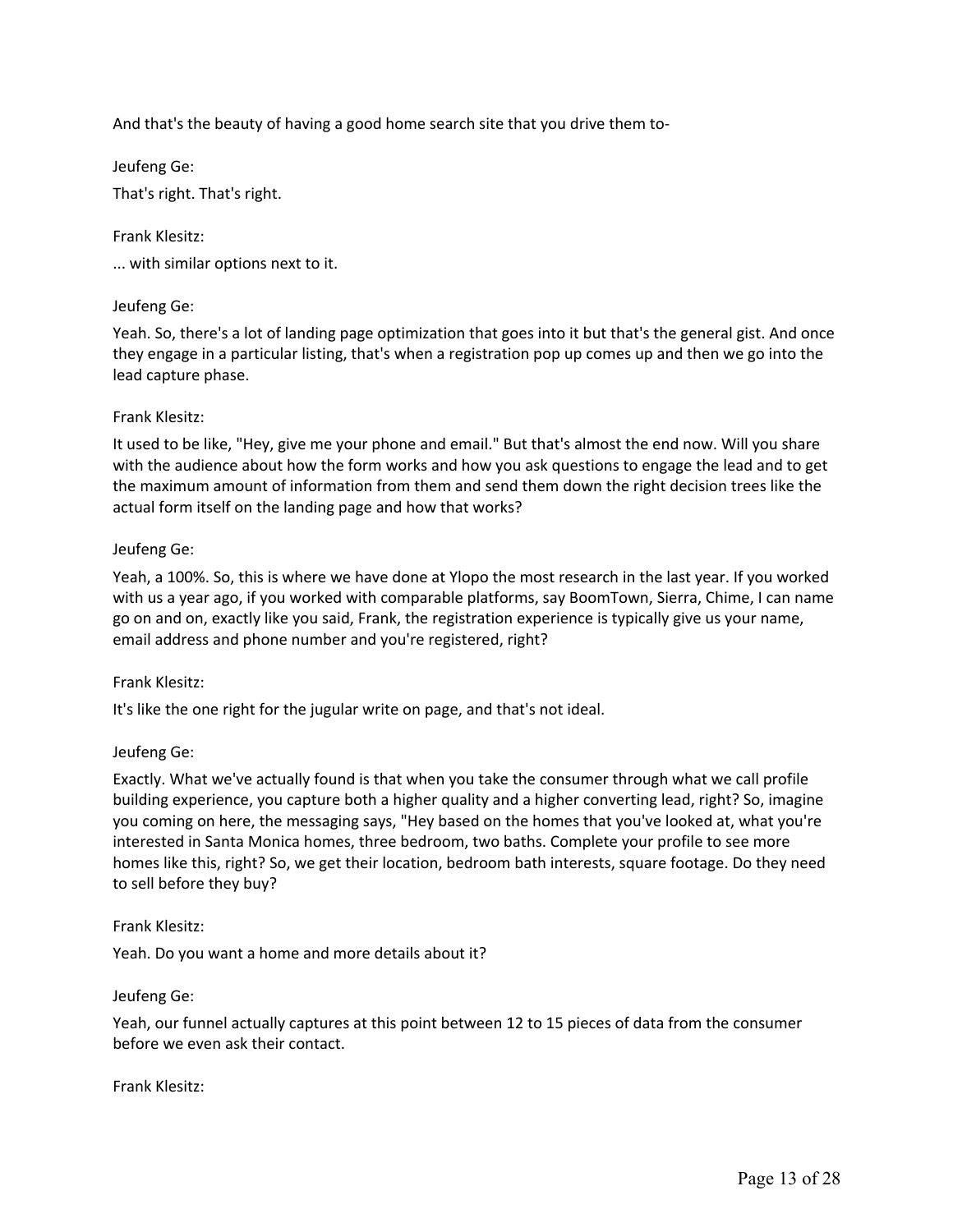And that's the beauty of having a good home search site that you drive them to-

Jeufeng Ge:

That's right. That's right.

Frank Klesitz:

... with similar options next to it.

Jeufeng Ge:

Yeah. So, there's a lot of landing page optimization that goes into it but that's the general gist. And once they engage in a particular listing, that's when a registration pop up comes up and then we go into the lead capture phase.

Frank Klesitz:

It used to be like, "Hey, give me your phone and email." But that's almost the end now. Will you share with the audience about how the form works and how you ask questions to engage the lead and to get the maximum amount of information from them and send them down the right decision trees like the actual form itself on the landing page and how that works?

Jeufeng Ge:

Yeah, a 100%. So, this is where we have done at Ylopo the most research in the last year. If you worked with us a year ago, if you worked with comparable platforms, say BoomTown, Sierra, Chime, I can name go on and on, exactly like you said, Frank, the registration experience is typically give us your name, email address and phone number and you're registered, right?

Frank Klesitz:

It's like the one right for the jugular write on page, and that's not ideal.

Jeufeng Ge:

Exactly. What we've actually found is that when you take the consumer through what we call profile building experience, you capture both a higher quality and a higher converting lead, right? So, imagine you coming on here, the messaging says, "Hey based on the homes that you've looked at, what you're interested in Santa Monica homes, three bedroom, two baths. Complete your profile to see more homes like this, right? So, we get their location, bedroom bath interests, square footage. Do they need to sell before they buy?

Frank Klesitz:

Yeah. Do you want a home and more details about it?

Jeufeng Ge:

Yeah, our funnel actually captures at this point between 12 to 15 pieces of data from the consumer before we even ask their contact.

Frank Klesitz: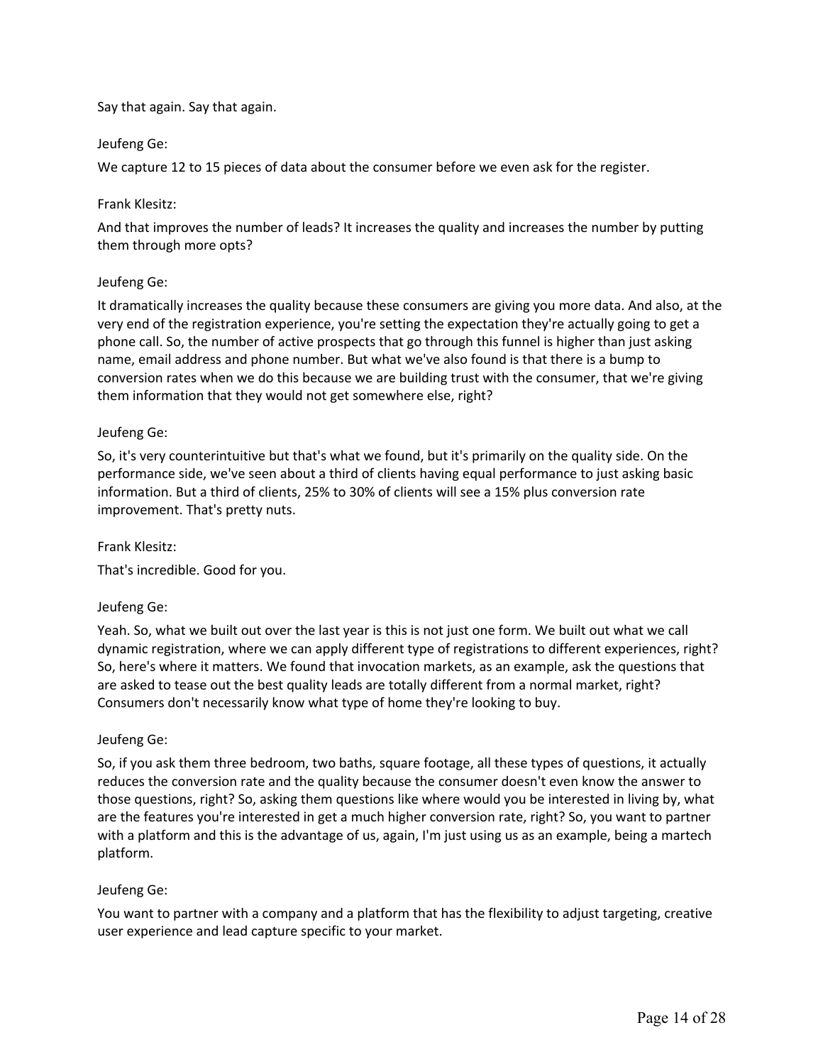Say that again. Say that again.

Jeufeng Ge:

We capture 12 to 15 pieces of data about the consumer before we even ask for the register.

Frank Klesitz:

And that improves the number of leads? It increases the quality and increases the number by putting them through more opts?

Jeufeng Ge:

It dramatically increases the quality because these consumers are giving you more data. And also, at the very end of the registration experience, you're setting the expectation they're actually going to get a phone call. So, the number of active prospects that go through this funnel is higher than just asking name, email address and phone number. But what we've also found is that there is a bump to conversion rates when we do this because we are building trust with the consumer, that we're giving them information that they would not get somewhere else, right?

Jeufeng Ge:

So, it's very counterintuitive but that's what we found, but it's primarily on the quality side. On the performance side, we've seen about a third of clients having equal performance to just asking basic information. But a third of clients, 25% to 30% of clients will see a 15% plus conversion rate improvement. That's pretty nuts.

Frank Klesitz:

That's incredible. Good for you.

Jeufeng Ge:

Yeah. So, what we built out over the last year is this is not just one form. We built out what we call dynamic registration, where we can apply different type of registrations to different experiences, right? So, here's where it matters. We found that invocation markets, as an example, ask the questions that are asked to tease out the best quality leads are totally different from a normal market, right? Consumers don't necessarily know what type of home they're looking to buy.

Jeufeng Ge:

So, if you ask them three bedroom, two baths, square footage, all these types of questions, it actually reduces the conversion rate and the quality because the consumer doesn't even know the answer to those questions, right? So, asking them questions like where would you be interested in living by, what are the features you're interested in get a much higher conversion rate, right? So, you want to partner with a platform and this is the advantage of us, again, I'm just using us as an example, being a martech platform.

Jeufeng Ge:

You want to partner with a company and a platform that has the flexibility to adjust targeting, creative user experience and lead capture specific to your market.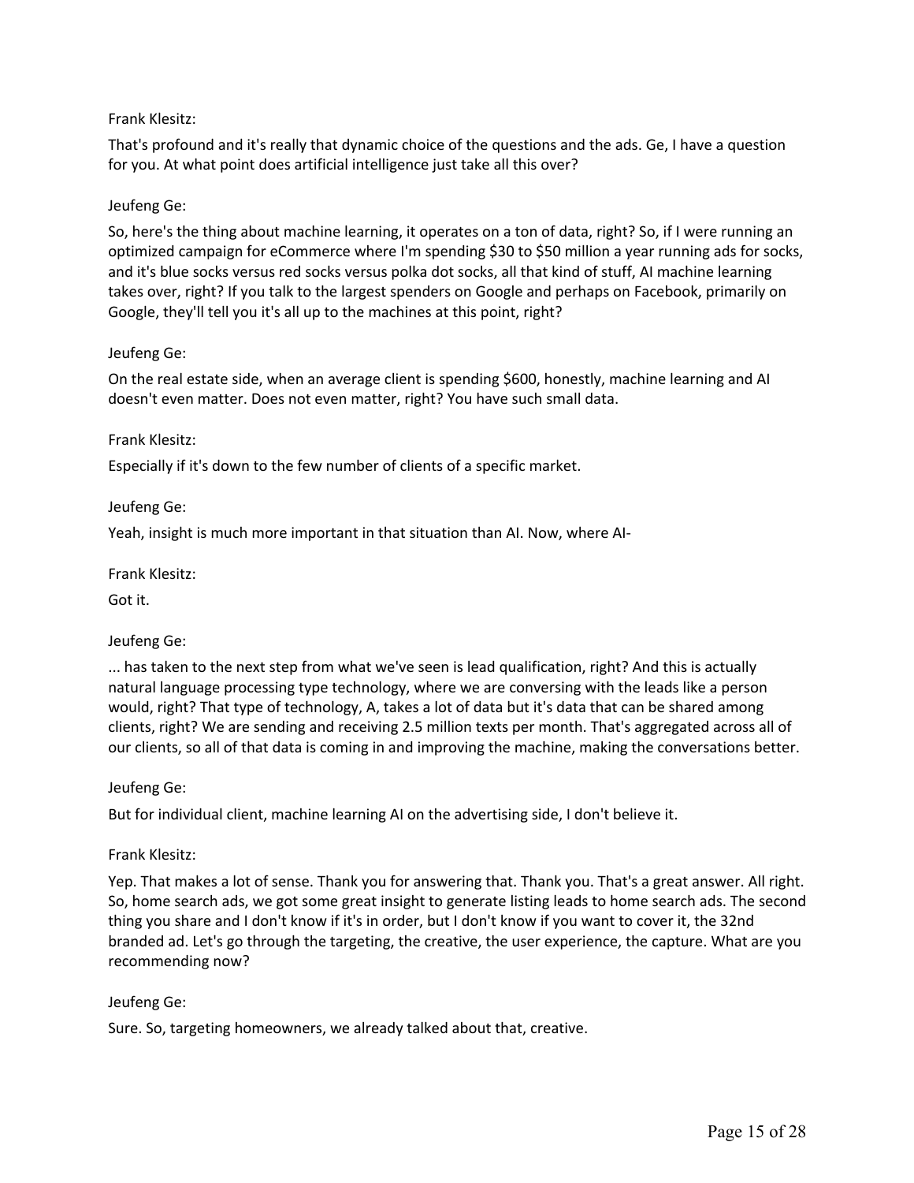Frank Klesitz:

That's profound and it's really that dynamic choice of the questions and the ads. Ge, I have a question for you. At what point does artificial intelligence just take all this over?

Jeufeng Ge:

So, here's the thing about machine learning, it operates on a ton of data, right? So, if I were running an optimized campaign for eCommerce where I'm spending $30 to $50 million a year running ads for socks, and it's blue socks versus red socks versus polka dot socks, all that kind of stuff, AI machine learning takes over, right? If you talk to the largest spenders on Google and perhaps on Facebook, primarily on Google, they'll tell you it's all up to the machines at this point, right?

Jeufeng Ge:

On the real estate side, when an average client is spending $600, honestly, machine learning and AI doesn't even matter. Does not even matter, right? You have such small data.

Frank Klesitz:

Especially if it's down to the few number of clients of a specific market.

Jeufeng Ge:

Yeah, insight is much more important in that situation than AI. Now, where AI-

Frank Klesitz:

Got it.

Jeufeng Ge:

... has taken to the next step from what we've seen is lead qualification, right? And this is actually natural language processing type technology, where we are conversing with the leads like a person would, right? That type of technology, A, takes a lot of data but it's data that can be shared among clients, right? We are sending and receiving 2.5 million texts per month. That's aggregated across all of our clients, so all of that data is coming in and improving the machine, making the conversations better.

Jeufeng Ge:

But for individual client, machine learning AI on the advertising side, I don't believe it.

Frank Klesitz:

Yep. That makes a lot of sense. Thank you for answering that. Thank you. That's a great answer. All right. So, home search ads, we got some great insight to generate listing leads to home search ads. The second thing you share and I don't know if it's in order, but I don't know if you want to cover it, the 32nd branded ad. Let's go through the targeting, the creative, the user experience, the capture. What are you recommending now?

Jeufeng Ge:

Sure. So, targeting homeowners, we already talked about that, creative.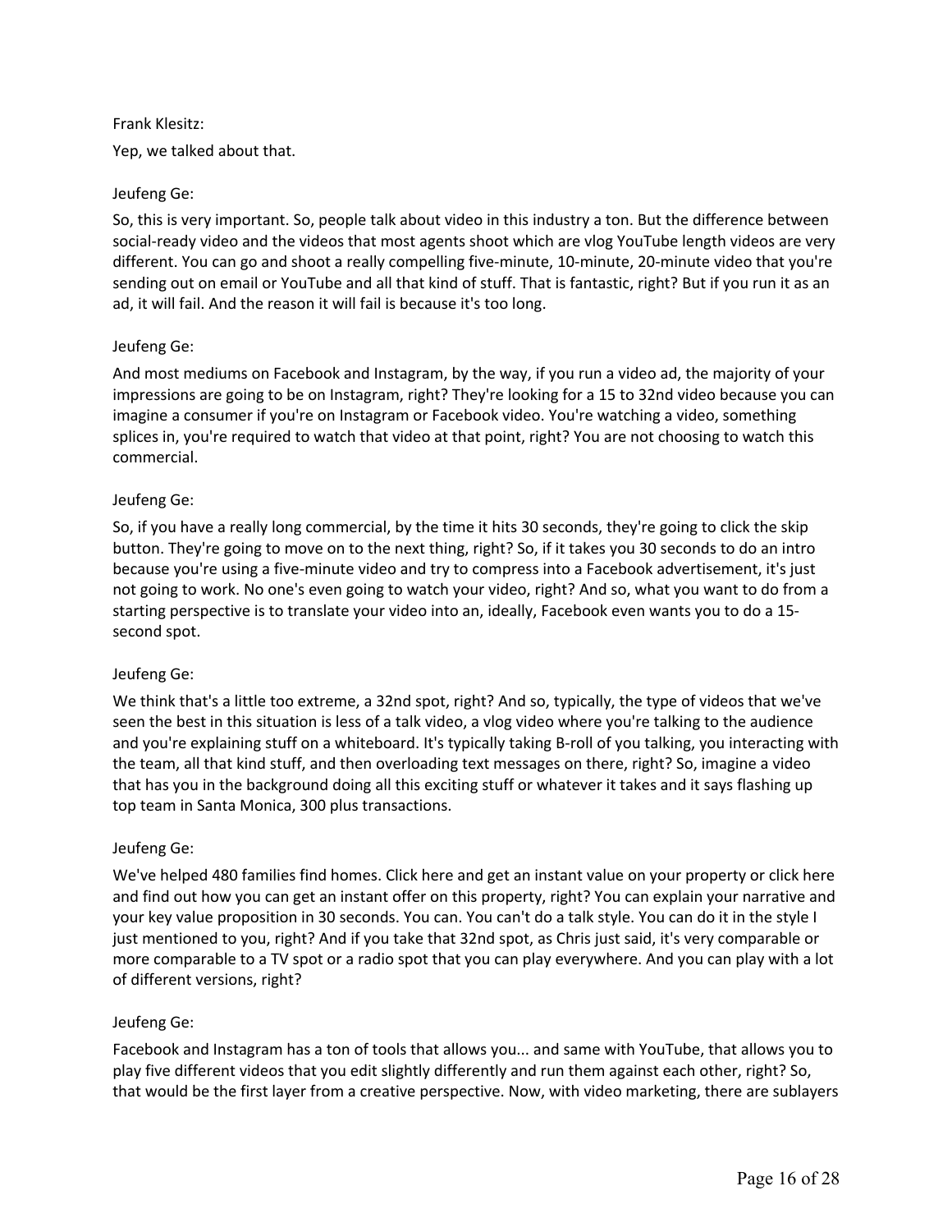Frank Klesitz:

Yep, we talked about that.

Jeufeng Ge:

So, this is very important. So, people talk about video in this industry a ton. But the difference between social-ready video and the videos that most agents shoot which are vlog YouTube length videos are very different. You can go and shoot a really compelling five-minute, 10-minute, 20-minute video that you're sending out on email or YouTube and all that kind of stuff. That is fantastic, right? But if you run it as an ad, it will fail. And the reason it will fail is because it's too long.

Jeufeng Ge:

And most mediums on Facebook and Instagram, by the way, if you run a video ad, the majority of your impressions are going to be on Instagram, right? They're looking for a 15 to 32nd video because you can imagine a consumer if you're on Instagram or Facebook video. You're watching a video, something splices in, you're required to watch that video at that point, right? You are not choosing to watch this commercial.

Jeufeng Ge:

So, if you have a really long commercial, by the time it hits 30 seconds, they're going to click the skip button. They're going to move on to the next thing, right? So, if it takes you 30 seconds to do an intro because you're using a five-minute video and try to compress into a Facebook advertisement, it's just not going to work. No one's even going to watch your video, right? And so, what you want to do from a starting perspective is to translate your video into an, ideally, Facebook even wants you to do a 15-second spot.

Jeufeng Ge:

We think that's a little too extreme, a 32nd spot, right? And so, typically, the type of videos that we've seen the best in this situation is less of a talk video, a vlog video where you're talking to the audience and you're explaining stuff on a whiteboard. It's typically taking B-roll of you talking, you interacting with the team, all that kind stuff, and then overloading text messages on there, right? So, imagine a video that has you in the background doing all this exciting stuff or whatever it takes and it says flashing up top team in Santa Monica, 300 plus transactions.

Jeufeng Ge:

We've helped 480 families find homes. Click here and get an instant value on your property or click here and find out how you can get an instant offer on this property, right? You can explain your narrative and your key value proposition in 30 seconds. You can. You can't do a talk style. You can do it in the style I just mentioned to you, right? And if you take that 32nd spot, as Chris just said, it's very comparable or more comparable to a TV spot or a radio spot that you can play everywhere. And you can play with a lot of different versions, right?

Jeufeng Ge:

Facebook and Instagram has a ton of tools that allows you... and same with YouTube, that allows you to play five different videos that you edit slightly differently and run them against each other, right? So, that would be the first layer from a creative perspective. Now, with video marketing, there are sublayers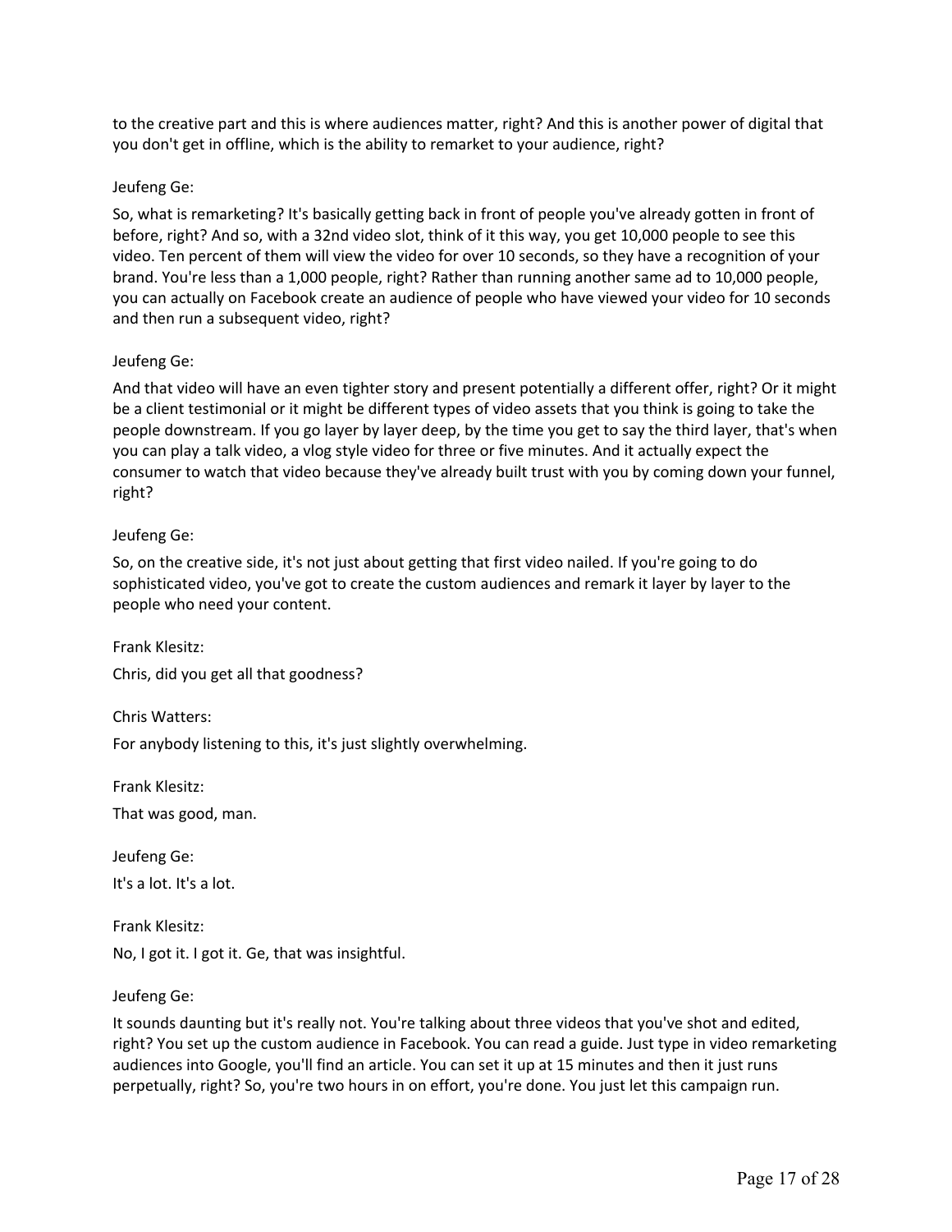to the creative part and this is where audiences matter, right? And this is another power of digital that you don't get in offline, which is the ability to remarket to your audience, right?

Jeufeng Ge:

So, what is remarketing? It's basically getting back in front of people you've already gotten in front of before, right? And so, with a 32nd video slot, think of it this way, you get 10,000 people to see this video. Ten percent of them will view the video for over 10 seconds, so they have a recognition of your brand. You're less than a 1,000 people, right? Rather than running another same ad to 10,000 people, you can actually on Facebook create an audience of people who have viewed your video for 10 seconds and then run a subsequent video, right?

Jeufeng Ge:

And that video will have an even tighter story and present potentially a different offer, right? Or it might be a client testimonial or it might be different types of video assets that you think is going to take the people downstream. If you go layer by layer deep, by the time you get to say the third layer, that's when you can play a talk video, a vlog style video for three or five minutes. And it actually expect the consumer to watch that video because they've already built trust with you by coming down your funnel, right?

Jeufeng Ge:

So, on the creative side, it's not just about getting that first video nailed. If you're going to do sophisticated video, you've got to create the custom audiences and remark it layer by layer to the people who need your content.

Frank Klesitz:

Chris, did you get all that goodness?

Chris Watters:

For anybody listening to this, it's just slightly overwhelming.

Frank Klesitz:

That was good, man.

Jeufeng Ge:

It's a lot. It's a lot.

Frank Klesitz:

No, I got it. I got it. Ge, that was insightful.

Jeufeng Ge:

It sounds daunting but it's really not. You're talking about three videos that you've shot and edited, right? You set up the custom audience in Facebook. You can read a guide. Just type in video remarketing audiences into Google, you'll find an article. You can set it up at 15 minutes and then it just runs perpetually, right? So, you're two hours in on effort, you're done. You just let this campaign run.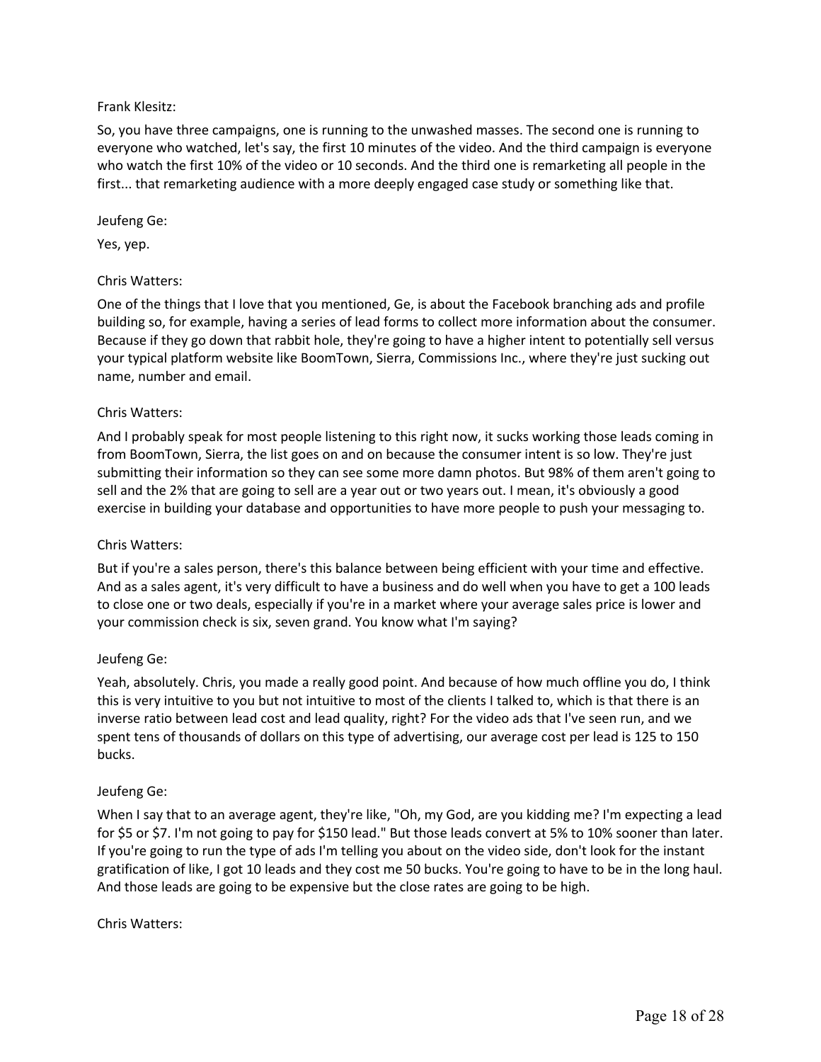Frank Klesitz:

So, you have three campaigns, one is running to the unwashed masses. The second one is running to everyone who watched, let's say, the first 10 minutes of the video. And the third campaign is everyone who watch the first 10% of the video or 10 seconds. And the third one is remarketing all people in the first... that remarketing audience with a more deeply engaged case study or something like that.

Jeufeng Ge:

Yes, yep.

Chris Watters:

One of the things that I love that you mentioned, Ge, is about the Facebook branching ads and profile building so, for example, having a series of lead forms to collect more information about the consumer. Because if they go down that rabbit hole, they're going to have a higher intent to potentially sell versus your typical platform website like BoomTown, Sierra, Commissions Inc., where they're just sucking out name, number and email.

Chris Watters:

And I probably speak for most people listening to this right now, it sucks working those leads coming in from BoomTown, Sierra, the list goes on and on because the consumer intent is so low. They're just submitting their information so they can see some more damn photos. But 98% of them aren't going to sell and the 2% that are going to sell are a year out or two years out. I mean, it's obviously a good exercise in building your database and opportunities to have more people to push your messaging to.

Chris Watters:

But if you're a sales person, there's this balance between being efficient with your time and effective. And as a sales agent, it's very difficult to have a business and do well when you have to get a 100 leads to close one or two deals, especially if you're in a market where your average sales price is lower and your commission check is six, seven grand. You know what I'm saying?

Jeufeng Ge:

Yeah, absolutely. Chris, you made a really good point. And because of how much offline you do, I think this is very intuitive to you but not intuitive to most of the clients I talked to, which is that there is an inverse ratio between lead cost and lead quality, right? For the video ads that I've seen run, and we spent tens of thousands of dollars on this type of advertising, our average cost per lead is 125 to 150 bucks.

Jeufeng Ge:

When I say that to an average agent, they're like, "Oh, my God, are you kidding me? I'm expecting a lead for $5 or $7. I'm not going to pay for $150 lead." But those leads convert at 5% to 10% sooner than later. If you're going to run the type of ads I'm telling you about on the video side, don't look for the instant gratification of like, I got 10 leads and they cost me 50 bucks. You're going to have to be in the long haul. And those leads are going to be expensive but the close rates are going to be high.

Chris Watters: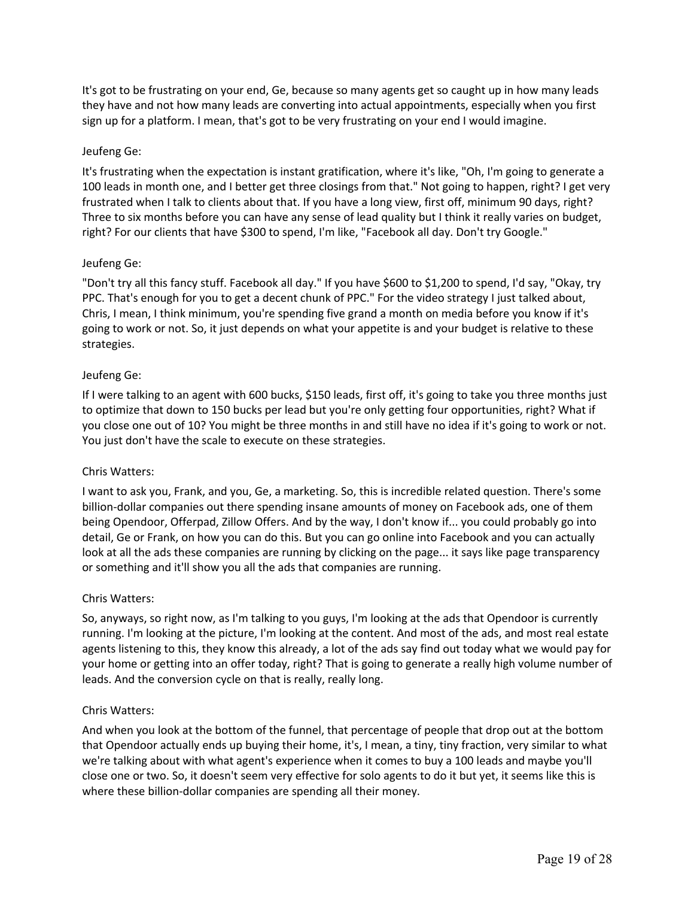It's got to be frustrating on your end, Ge, because so many agents get so caught up in how many leads they have and not how many leads are converting into actual appointments, especially when you first sign up for a platform. I mean, that's got to be very frustrating on your end I would imagine.

Jeufeng Ge:

It's frustrating when the expectation is instant gratification, where it's like, "Oh, I'm going to generate a 100 leads in month one, and I better get three closings from that." Not going to happen, right? I get very frustrated when I talk to clients about that. If you have a long view, first off, minimum 90 days, right? Three to six months before you can have any sense of lead quality but I think it really varies on budget, right? For our clients that have $300 to spend, I'm like, "Facebook all day. Don't try Google."

Jeufeng Ge:

"Don't try all this fancy stuff. Facebook all day." If you have $600 to $1,200 to spend, I'd say, "Okay, try PPC. That's enough for you to get a decent chunk of PPC." For the video strategy I just talked about, Chris, I mean, I think minimum, you're spending five grand a month on media before you know if it's going to work or not. So, it just depends on what your appetite is and your budget is relative to these strategies.

Jeufeng Ge:

If I were talking to an agent with 600 bucks, $150 leads, first off, it's going to take you three months just to optimize that down to 150 bucks per lead but you're only getting four opportunities, right? What if you close one out of 10? You might be three months in and still have no idea if it's going to work or not. You just don't have the scale to execute on these strategies.

Chris Watters:

I want to ask you, Frank, and you, Ge, a marketing. So, this is incredible related question. There's some billion-dollar companies out there spending insane amounts of money on Facebook ads, one of them being Opendoor, Offerpad, Zillow Offers. And by the way, I don't know if... you could probably go into detail, Ge or Frank, on how you can do this. But you can go online into Facebook and you can actually look at all the ads these companies are running by clicking on the page... it says like page transparency or something and it'll show you all the ads that companies are running.

Chris Watters:

So, anyways, so right now, as I'm talking to you guys, I'm looking at the ads that Opendoor is currently running. I'm looking at the picture, I'm looking at the content. And most of the ads, and most real estate agents listening to this, they know this already, a lot of the ads say find out today what we would pay for your home or getting into an offer today, right? That is going to generate a really high volume number of leads. And the conversion cycle on that is really, really long.

Chris Watters:

And when you look at the bottom of the funnel, that percentage of people that drop out at the bottom that Opendoor actually ends up buying their home, it's, I mean, a tiny, tiny fraction, very similar to what we're talking about with what agent's experience when it comes to buy a 100 leads and maybe you'll close one or two. So, it doesn't seem very effective for solo agents to do it but yet, it seems like this is where these billion-dollar companies are spending all their money.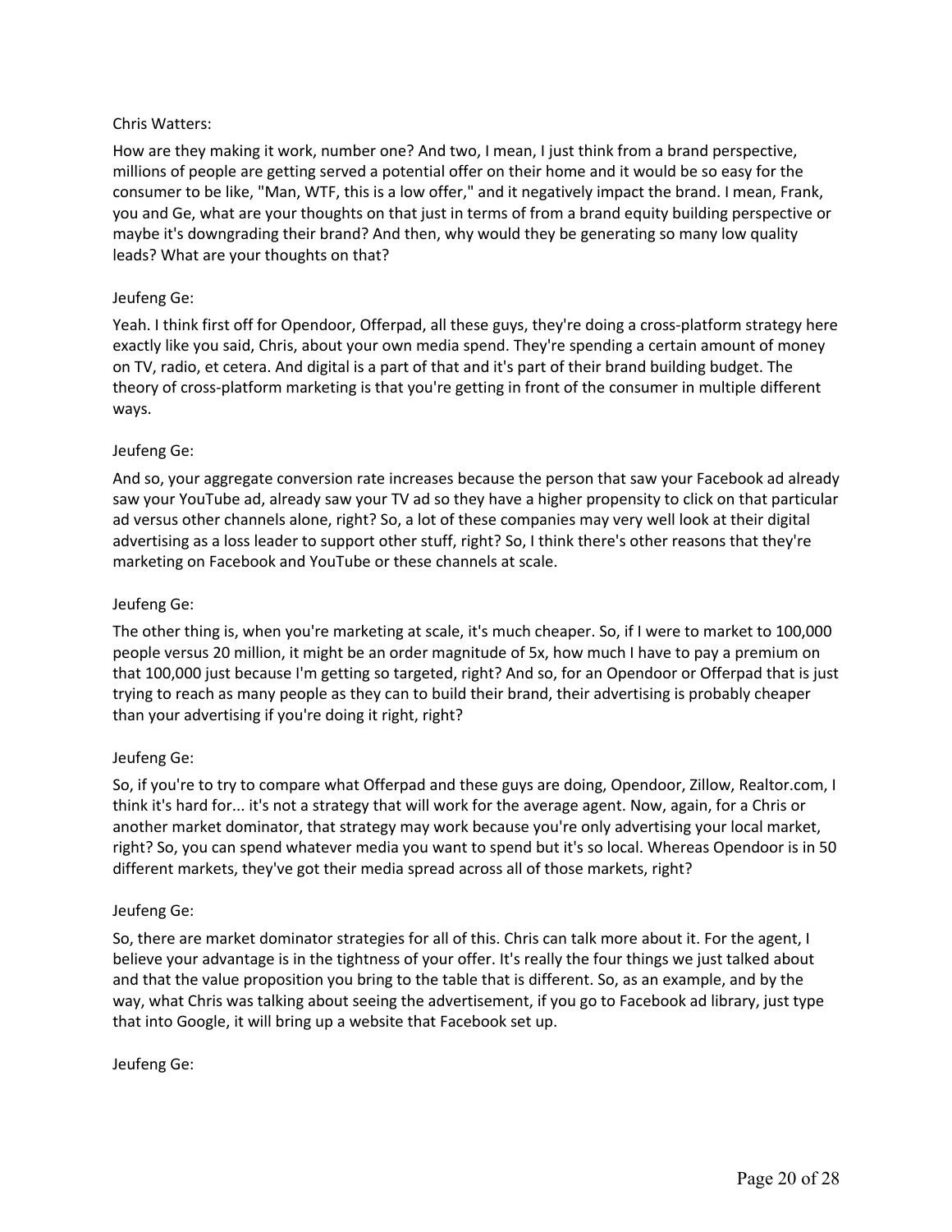Chris Watters:

How are they making it work, number one? And two, I mean, I just think from a brand perspective, millions of people are getting served a potential offer on their home and it would be so easy for the consumer to be like, "Man, WTF, this is a low offer," and it negatively impact the brand. I mean, Frank, you and Ge, what are your thoughts on that just in terms of from a brand equity building perspective or maybe it's downgrading their brand? And then, why would they be generating so many low quality leads? What are your thoughts on that?

Jeufeng Ge:

Yeah. I think first off for Opendoor, Offerpad, all these guys, they're doing a cross-platform strategy here exactly like you said, Chris, about your own media spend. They're spending a certain amount of money on TV, radio, et cetera. And digital is a part of that and it's part of their brand building budget. The theory of cross-platform marketing is that you're getting in front of the consumer in multiple different ways.

Jeufeng Ge:

And so, your aggregate conversion rate increases because the person that saw your Facebook ad already saw your YouTube ad, already saw your TV ad so they have a higher propensity to click on that particular ad versus other channels alone, right? So, a lot of these companies may very well look at their digital advertising as a loss leader to support other stuff, right? So, I think there's other reasons that they're marketing on Facebook and YouTube or these channels at scale.

Jeufeng Ge:

The other thing is, when you're marketing at scale, it's much cheaper. So, if I were to market to 100,000 people versus 20 million, it might be an order magnitude of 5x, how much I have to pay a premium on that 100,000 just because I'm getting so targeted, right? And so, for an Opendoor or Offerpad that is just trying to reach as many people as they can to build their brand, their advertising is probably cheaper than your advertising if you're doing it right, right?

Jeufeng Ge:

So, if you're to try to compare what Offerpad and these guys are doing, Opendoor, Zillow, Realtor.com, I think it's hard for... it's not a strategy that will work for the average agent. Now, again, for a Chris or another market dominator, that strategy may work because you're only advertising your local market, right? So, you can spend whatever media you want to spend but it's so local. Whereas Opendoor is in 50 different markets, they've got their media spread across all of those markets, right?

Jeufeng Ge:

So, there are market dominator strategies for all of this. Chris can talk more about it. For the agent, I believe your advantage is in the tightness of your offer. It's really the four things we just talked about and that the value proposition you bring to the table that is different. So, as an example, and by the way, what Chris was talking about seeing the advertisement, if you go to Facebook ad library, just type that into Google, it will bring up a website that Facebook set up.

Jeufeng Ge: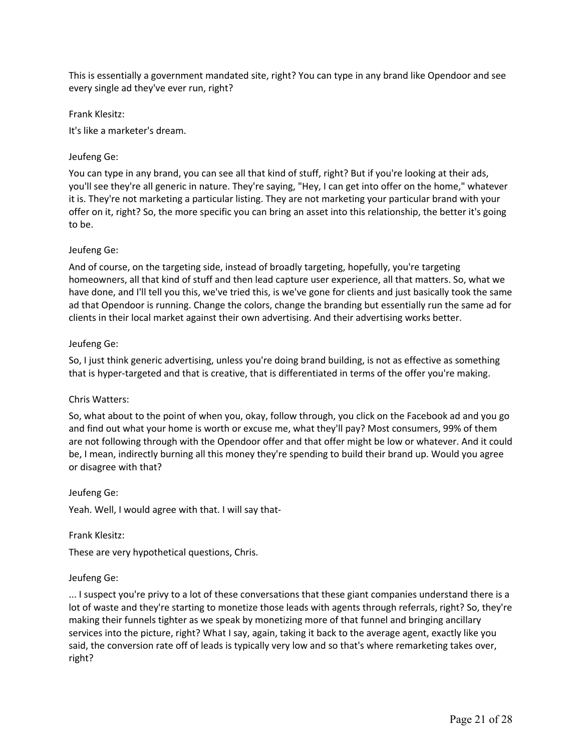This is essentially a government mandated site, right? You can type in any brand like Opendoor and see every single ad they've ever run, right?

Frank Klesitz:

It's like a marketer's dream.

Jeufeng Ge:

You can type in any brand, you can see all that kind of stuff, right? But if you're looking at their ads, you'll see they're all generic in nature. They're saying, "Hey, I can get into offer on the home," whatever it is. They're not marketing a particular listing. They are not marketing your particular brand with your offer on it, right? So, the more specific you can bring an asset into this relationship, the better it's going to be.

Jeufeng Ge:

And of course, on the targeting side, instead of broadly targeting, hopefully, you're targeting homeowners, all that kind of stuff and then lead capture user experience, all that matters. So, what we have done, and I'll tell you this, we've tried this, is we've gone for clients and just basically took the same ad that Opendoor is running. Change the colors, change the branding but essentially run the same ad for clients in their local market against their own advertising. And their advertising works better.

Jeufeng Ge:

So, I just think generic advertising, unless you're doing brand building, is not as effective as something that is hyper-targeted and that is creative, that is differentiated in terms of the offer you're making.

Chris Watters:

So, what about to the point of when you, okay, follow through, you click on the Facebook ad and you go and find out what your home is worth or excuse me, what they'll pay? Most consumers, 99% of them are not following through with the Opendoor offer and that offer might be low or whatever. And it could be, I mean, indirectly burning all this money they're spending to build their brand up. Would you agree or disagree with that?

Jeufeng Ge:

Yeah. Well, I would agree with that. I will say that-

Frank Klesitz:

These are very hypothetical questions, Chris.

Jeufeng Ge:

... I suspect you're privy to a lot of these conversations that these giant companies understand there is a lot of waste and they're starting to monetize those leads with agents through referrals, right? So, they're making their funnels tighter as we speak by monetizing more of that funnel and bringing ancillary services into the picture, right? What I say, again, taking it back to the average agent, exactly like you said, the conversion rate off of leads is typically very low and so that's where remarketing takes over, right?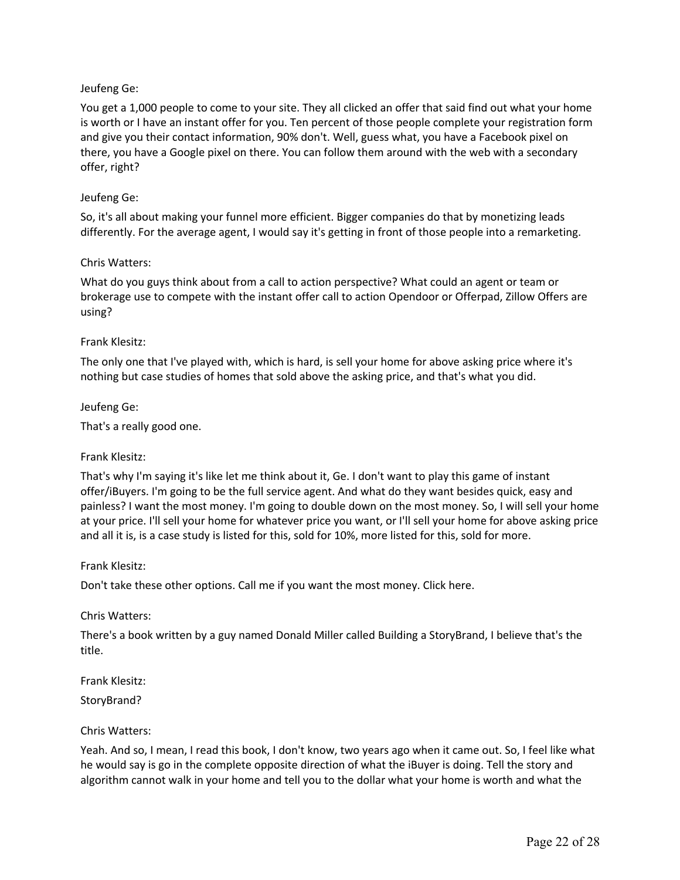Jeufeng Ge:

You get a 1,000 people to come to your site. They all clicked an offer that said find out what your home is worth or I have an instant offer for you. Ten percent of those people complete your registration form and give you their contact information, 90% don't. Well, guess what, you have a Facebook pixel on there, you have a Google pixel on there. You can follow them around with the web with a secondary offer, right?

Jeufeng Ge:

So, it's all about making your funnel more efficient. Bigger companies do that by monetizing leads differently. For the average agent, I would say it's getting in front of those people into a remarketing.

Chris Watters:

What do you guys think about from a call to action perspective? What could an agent or team or brokerage use to compete with the instant offer call to action Opendoor or Offerpad, Zillow Offers are using?

Frank Klesitz:

The only one that I've played with, which is hard, is sell your home for above asking price where it's nothing but case studies of homes that sold above the asking price, and that's what you did.

Jeufeng Ge:

That's a really good one.

Frank Klesitz:

That's why I'm saying it's like let me think about it, Ge. I don't want to play this game of instant offer/iBuyers. I'm going to be the full service agent. And what do they want besides quick, easy and painless? I want the most money. I'm going to double down on the most money. So, I will sell your home at your price. I'll sell your home for whatever price you want, or I'll sell your home for above asking price and all it is, is a case study is listed for this, sold for 10%, more listed for this, sold for more.

Frank Klesitz:

Don't take these other options. Call me if you want the most money. Click here.

Chris Watters:

There's a book written by a guy named Donald Miller called Building a StoryBrand, I believe that's the title.

Frank Klesitz:

StoryBrand?

Chris Watters:

Yeah. And so, I mean, I read this book, I don't know, two years ago when it came out. So, I feel like what he would say is go in the complete opposite direction of what the iBuyer is doing. Tell the story and algorithm cannot walk in your home and tell you to the dollar what your home is worth and what the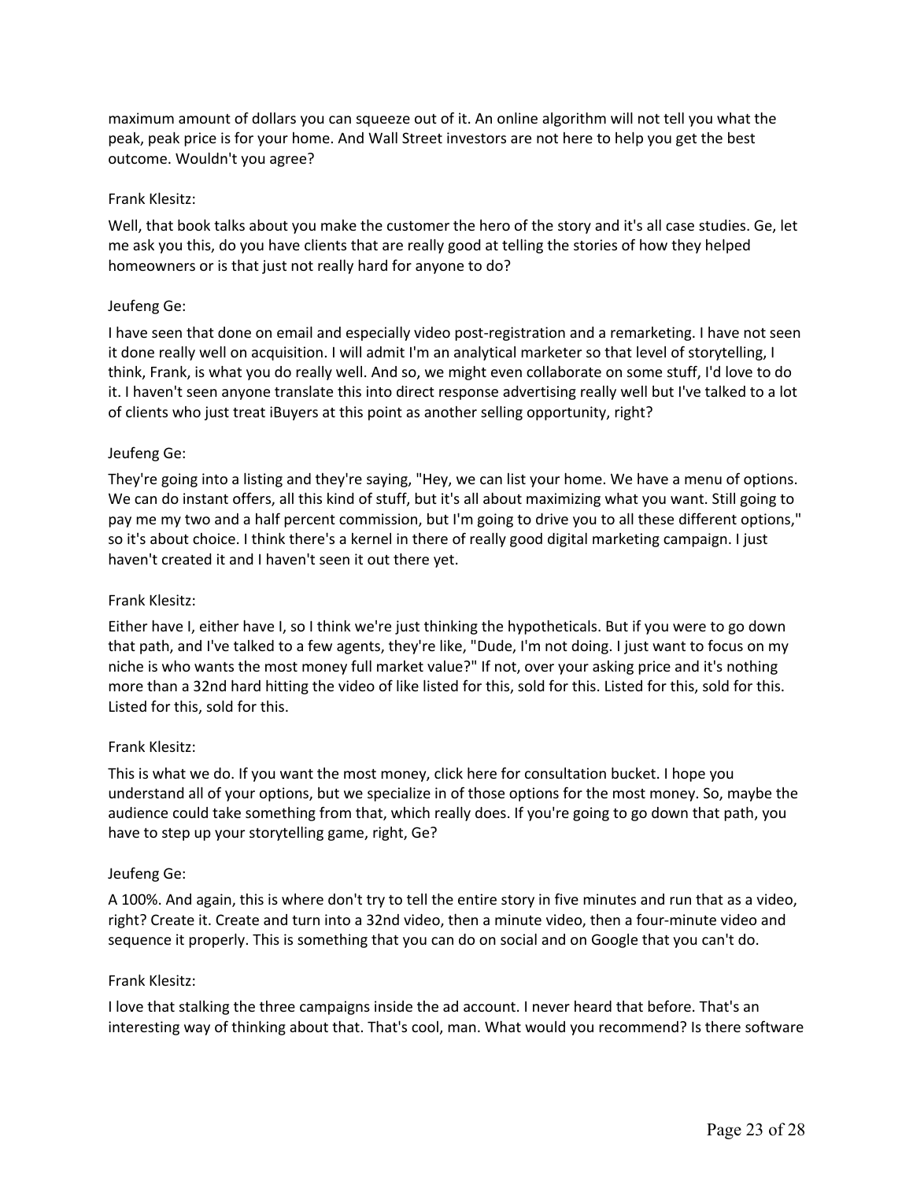maximum amount of dollars you can squeeze out of it. An online algorithm will not tell you what the peak, peak price is for your home. And Wall Street investors are not here to help you get the best outcome. Wouldn't you agree?

Frank Klesitz:

Well, that book talks about you make the customer the hero of the story and it's all case studies. Ge, let me ask you this, do you have clients that are really good at telling the stories of how they helped homeowners or is that just not really hard for anyone to do?

Jeufeng Ge:

I have seen that done on email and especially video post-registration and a remarketing. I have not seen it done really well on acquisition. I will admit I'm an analytical marketer so that level of storytelling, I think, Frank, is what you do really well. And so, we might even collaborate on some stuff, I'd love to do it. I haven't seen anyone translate this into direct response advertising really well but I've talked to a lot of clients who just treat iBuyers at this point as another selling opportunity, right?

Jeufeng Ge:

They're going into a listing and they're saying, "Hey, we can list your home. We have a menu of options. We can do instant offers, all this kind of stuff, but it's all about maximizing what you want. Still going to pay me my two and a half percent commission, but I'm going to drive you to all these different options," so it's about choice. I think there's a kernel in there of really good digital marketing campaign. I just haven't created it and I haven't seen it out there yet.

Frank Klesitz:

Either have I, either have I, so I think we're just thinking the hypotheticals. But if you were to go down that path, and I've talked to a few agents, they're like, "Dude, I'm not doing. I just want to focus on my niche is who wants the most money full market value?" If not, over your asking price and it's nothing more than a 32nd hard hitting the video of like listed for this, sold for this. Listed for this, sold for this. Listed for this, sold for this.

Frank Klesitz:

This is what we do. If you want the most money, click here for consultation bucket. I hope you understand all of your options, but we specialize in of those options for the most money. So, maybe the audience could take something from that, which really does. If you're going to go down that path, you have to step up your storytelling game, right, Ge?

Jeufeng Ge:

A 100%. And again, this is where don't try to tell the entire story in five minutes and run that as a video, right? Create it. Create and turn into a 32nd video, then a minute video, then a four-minute video and sequence it properly. This is something that you can do on social and on Google that you can't do.

Frank Klesitz:

I love that stalking the three campaigns inside the ad account. I never heard that before. That's an interesting way of thinking about that. That's cool, man. What would you recommend? Is there software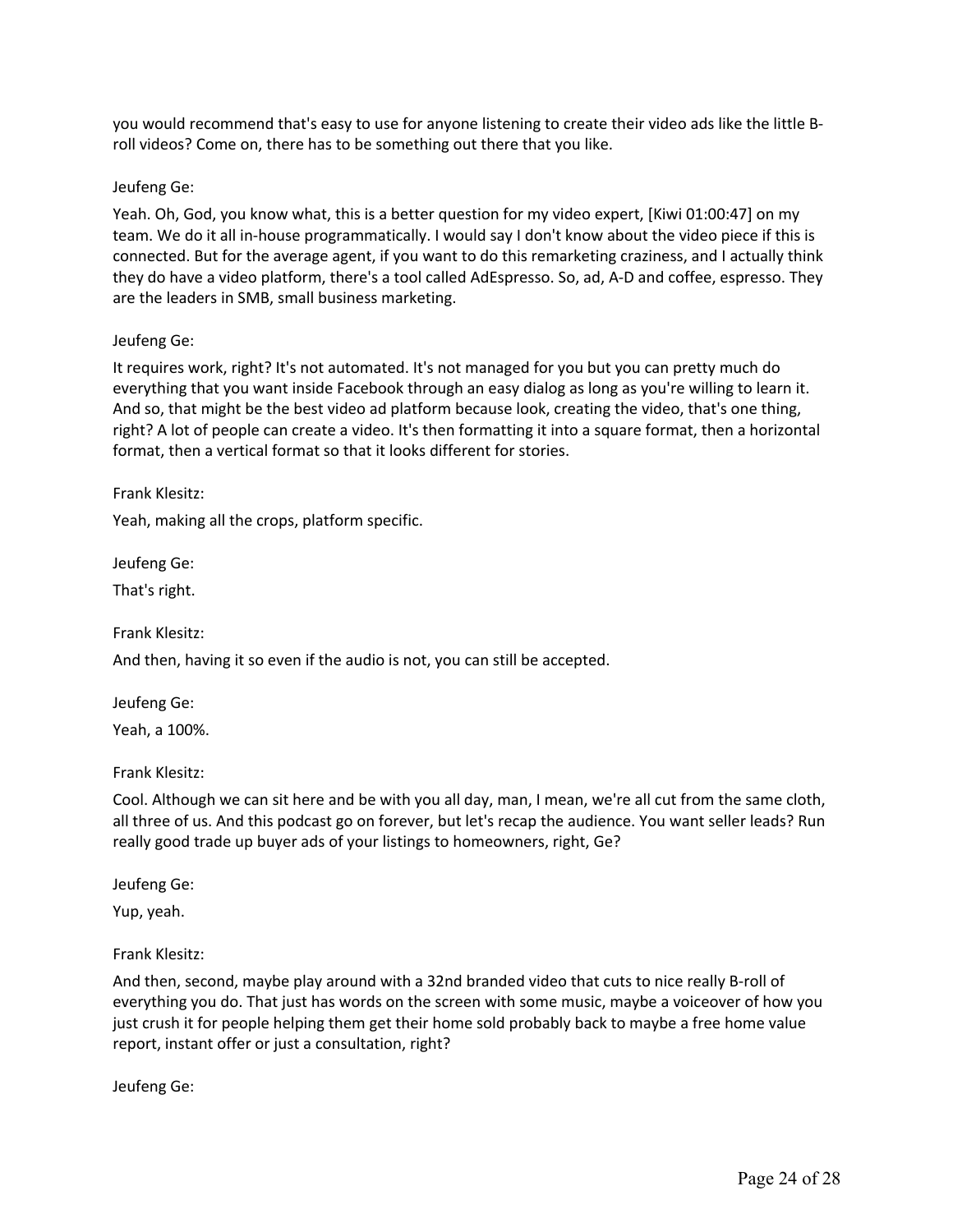you would recommend that's easy to use for anyone listening to create their video ads like the little B-roll videos? Come on, there has to be something out there that you like.

Jeufeng Ge:

Yeah. Oh, God, you know what, this is a better question for my video expert, [Kiwi 01:00:47] on my team. We do it all in-house programmatically. I would say I don't know about the video piece if this is connected. But for the average agent, if you want to do this remarketing craziness, and I actually think they do have a video platform, there's a tool called AdEspresso. So, ad, A-D and coffee, espresso. They are the leaders in SMB, small business marketing.

Jeufeng Ge:

It requires work, right? It's not automated. It's not managed for you but you can pretty much do everything that you want inside Facebook through an easy dialog as long as you're willing to learn it. And so, that might be the best video ad platform because look, creating the video, that's one thing, right? A lot of people can create a video. It's then formatting it into a square format, then a horizontal format, then a vertical format so that it looks different for stories.

Frank Klesitz:

Yeah, making all the crops, platform specific.

Jeufeng Ge:

That's right.

Frank Klesitz:

And then, having it so even if the audio is not, you can still be accepted.

Jeufeng Ge:

Yeah, a 100%.

Frank Klesitz:

Cool. Although we can sit here and be with you all day, man, I mean, we're all cut from the same cloth, all three of us. And this podcast go on forever, but let's recap the audience. You want seller leads? Run really good trade up buyer ads of your listings to homeowners, right, Ge?

Jeufeng Ge:

Yup, yeah.

Frank Klesitz:

And then, second, maybe play around with a 32nd branded video that cuts to nice really B-roll of everything you do. That just has words on the screen with some music, maybe a voiceover of how you just crush it for people helping them get their home sold probably back to maybe a free home value report, instant offer or just a consultation, right?

Jeufeng Ge: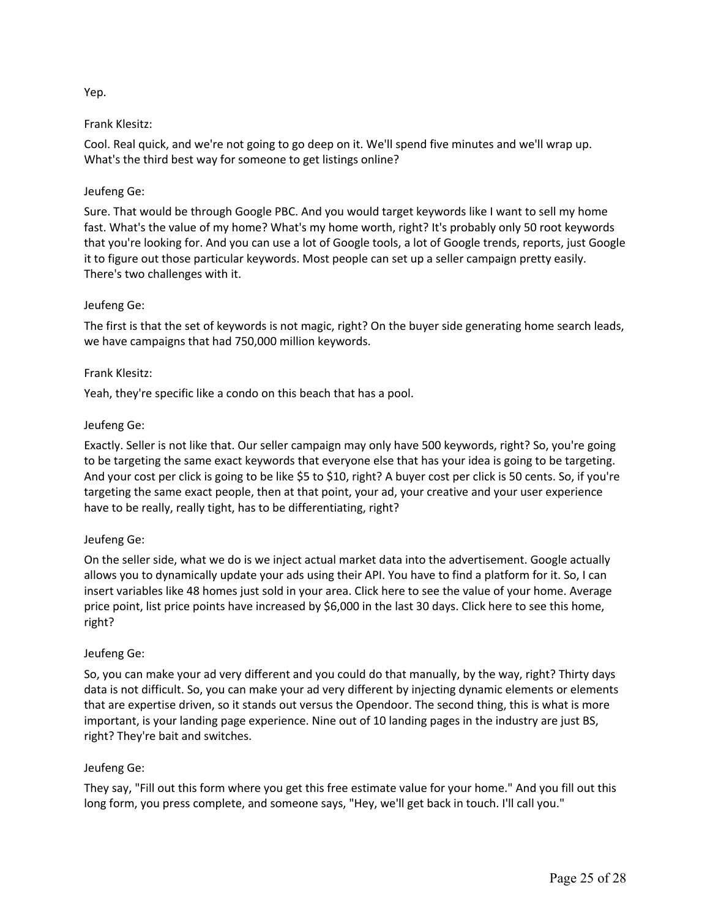Yep.

Frank Klesitz:

Cool. Real quick, and we're not going to go deep on it. We'll spend five minutes and we'll wrap up. What's the third best way for someone to get listings online?

Jeufeng Ge:

Sure. That would be through Google PBC. And you would target keywords like I want to sell my home fast. What's the value of my home? What's my home worth, right? It's probably only 50 root keywords that you're looking for. And you can use a lot of Google tools, a lot of Google trends, reports, just Google it to figure out those particular keywords. Most people can set up a seller campaign pretty easily. There's two challenges with it.

Jeufeng Ge:

The first is that the set of keywords is not magic, right? On the buyer side generating home search leads, we have campaigns that had 750,000 million keywords.

Frank Klesitz:

Yeah, they're specific like a condo on this beach that has a pool.

Jeufeng Ge:

Exactly. Seller is not like that. Our seller campaign may only have 500 keywords, right? So, you're going to be targeting the same exact keywords that everyone else that has your idea is going to be targeting. And your cost per click is going to be like $5 to $10, right? A buyer cost per click is 50 cents. So, if you're targeting the same exact people, then at that point, your ad, your creative and your user experience have to be really, really tight, has to be differentiating, right?

Jeufeng Ge:

On the seller side, what we do is we inject actual market data into the advertisement. Google actually allows you to dynamically update your ads using their API. You have to find a platform for it. So, I can insert variables like 48 homes just sold in your area. Click here to see the value of your home. Average price point, list price points have increased by $6,000 in the last 30 days. Click here to see this home, right?

Jeufeng Ge:

So, you can make your ad very different and you could do that manually, by the way, right? Thirty days data is not difficult. So, you can make your ad very different by injecting dynamic elements or elements that are expertise driven, so it stands out versus the Opendoor. The second thing, this is what is more important, is your landing page experience. Nine out of 10 landing pages in the industry are just BS, right? They're bait and switches.

Jeufeng Ge:

They say, "Fill out this form where you get this free estimate value for your home." And you fill out this long form, you press complete, and someone says, "Hey, we'll get back in touch. I'll call you."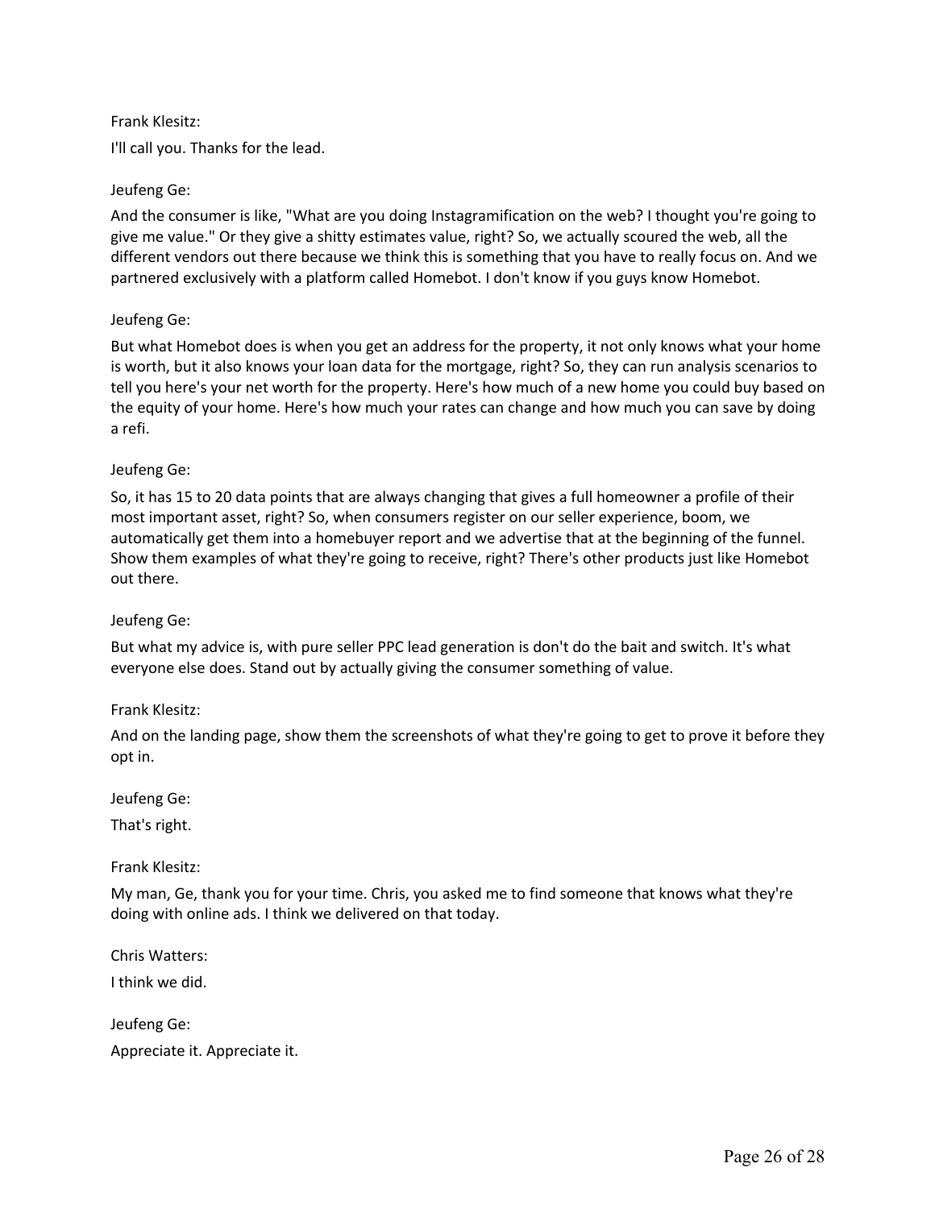Frank Klesitz:

I'll call you. Thanks for the lead.

Jeufeng Ge:

And the consumer is like, "What are you doing Instagramification on the web? I thought you're going to give me value." Or they give a shitty estimates value, right? So, we actually scoured the web, all the different vendors out there because we think this is something that you have to really focus on. And we partnered exclusively with a platform called Homebot. I don't know if you guys know Homebot.

Jeufeng Ge:

But what Homebot does is when you get an address for the property, it not only knows what your home is worth, but it also knows your loan data for the mortgage, right? So, they can run analysis scenarios to tell you here's your net worth for the property. Here's how much of a new home you could buy based on the equity of your home. Here's how much your rates can change and how much you can save by doing a refi.

Jeufeng Ge:

So, it has 15 to 20 data points that are always changing that gives a full homeowner a profile of their most important asset, right? So, when consumers register on our seller experience, boom, we automatically get them into a homebuyer report and we advertise that at the beginning of the funnel. Show them examples of what they're going to receive, right? There's other products just like Homebot out there.

Jeufeng Ge:

But what my advice is, with pure seller PPC lead generation is don't do the bait and switch. It's what everyone else does. Stand out by actually giving the consumer something of value.

Frank Klesitz:

And on the landing page, show them the screenshots of what they're going to get to prove it before they opt in.

Jeufeng Ge:

That's right.

Frank Klesitz:

My man, Ge, thank you for your time. Chris, you asked me to find someone that knows what they're doing with online ads. I think we delivered on that today.

Chris Watters:

I think we did.

Jeufeng Ge:

Appreciate it. Appreciate it.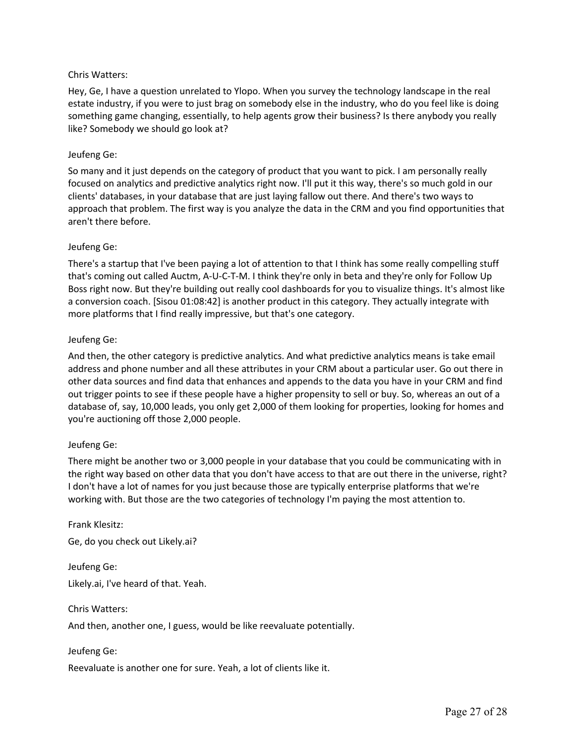Chris Watters:

Hey, Ge, I have a question unrelated to Ylopo. When you survey the technology landscape in the real estate industry, if you were to just brag on somebody else in the industry, who do you feel like is doing something game changing, essentially, to help agents grow their business? Is there anybody you really like? Somebody we should go look at?

Jeufeng Ge:

So many and it just depends on the category of product that you want to pick. I am personally really focused on analytics and predictive analytics right now. I'll put it this way, there's so much gold in our clients' databases, in your database that are just laying fallow out there. And there's two ways to approach that problem. The first way is you analyze the data in the CRM and you find opportunities that aren't there before.

Jeufeng Ge:

There's a startup that I've been paying a lot of attention to that I think has some really compelling stuff that's coming out called Auctm, A-U-C-T-M. I think they're only in beta and they're only for Follow Up Boss right now. But they're building out really cool dashboards for you to visualize things. It's almost like a conversion coach. [Sisou 01:08:42] is another product in this category. They actually integrate with more platforms that I find really impressive, but that's one category.

Jeufeng Ge:

And then, the other category is predictive analytics. And what predictive analytics means is take email address and phone number and all these attributes in your CRM about a particular user. Go out there in other data sources and find data that enhances and appends to the data you have in your CRM and find out trigger points to see if these people have a higher propensity to sell or buy. So, whereas an out of a database of, say, 10,000 leads, you only get 2,000 of them looking for properties, looking for homes and you're auctioning off those 2,000 people.

Jeufeng Ge:

There might be another two or 3,000 people in your database that you could be communicating with in the right way based on other data that you don't have access to that are out there in the universe, right? I don't have a lot of names for you just because those are typically enterprise platforms that we're working with. But those are the two categories of technology I'm paying the most attention to.

Frank Klesitz:

Ge, do you check out Likely.ai?

Jeufeng Ge:

Likely.ai, I've heard of that. Yeah.

Chris Watters:

And then, another one, I guess, would be like reevaluate potentially.

Jeufeng Ge:

Reevaluate is another one for sure. Yeah, a lot of clients like it.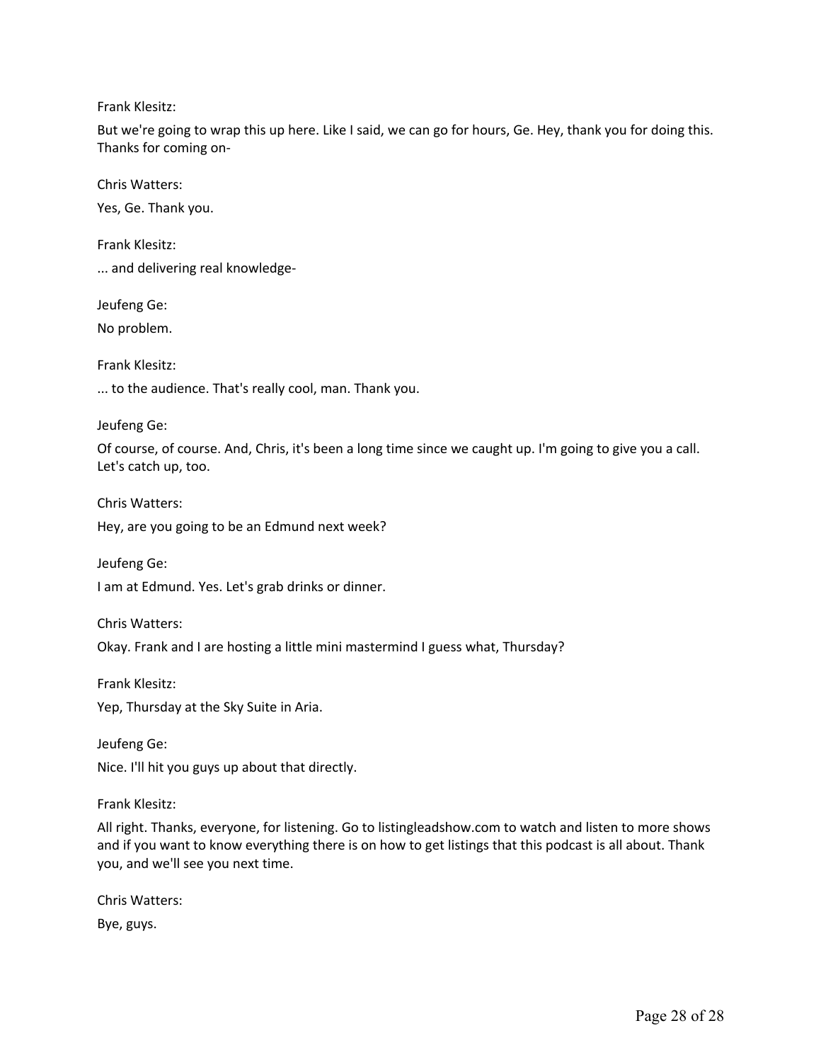Frank Klesitz:

But we're going to wrap this up here. Like I said, we can go for hours, Ge. Hey, thank you for doing this. Thanks for coming on-

Chris Watters:

Yes, Ge. Thank you.

Frank Klesitz:

... and delivering real knowledge-

Jeufeng Ge:

No problem.

Frank Klesitz:

... to the audience. That's really cool, man. Thank you.

Jeufeng Ge:

Of course, of course. And, Chris, it's been a long time since we caught up. I'm going to give you a call. Let's catch up, too.

Chris Watters:

Hey, are you going to be an Edmund next week?

Jeufeng Ge:

I am at Edmund. Yes. Let's grab drinks or dinner.

Chris Watters:

Okay. Frank and I are hosting a little mini mastermind I guess what, Thursday?

Frank Klesitz:

Yep, Thursday at the Sky Suite in Aria.

Jeufeng Ge:

Nice. I'll hit you guys up about that directly.

Frank Klesitz:

All right. Thanks, everyone, for listening. Go to listingleadshow.com to watch and listen to more shows and if you want to know everything there is on how to get listings that this podcast is all about. Thank you, and we'll see you next time.

Chris Watters:

Bye, guys.